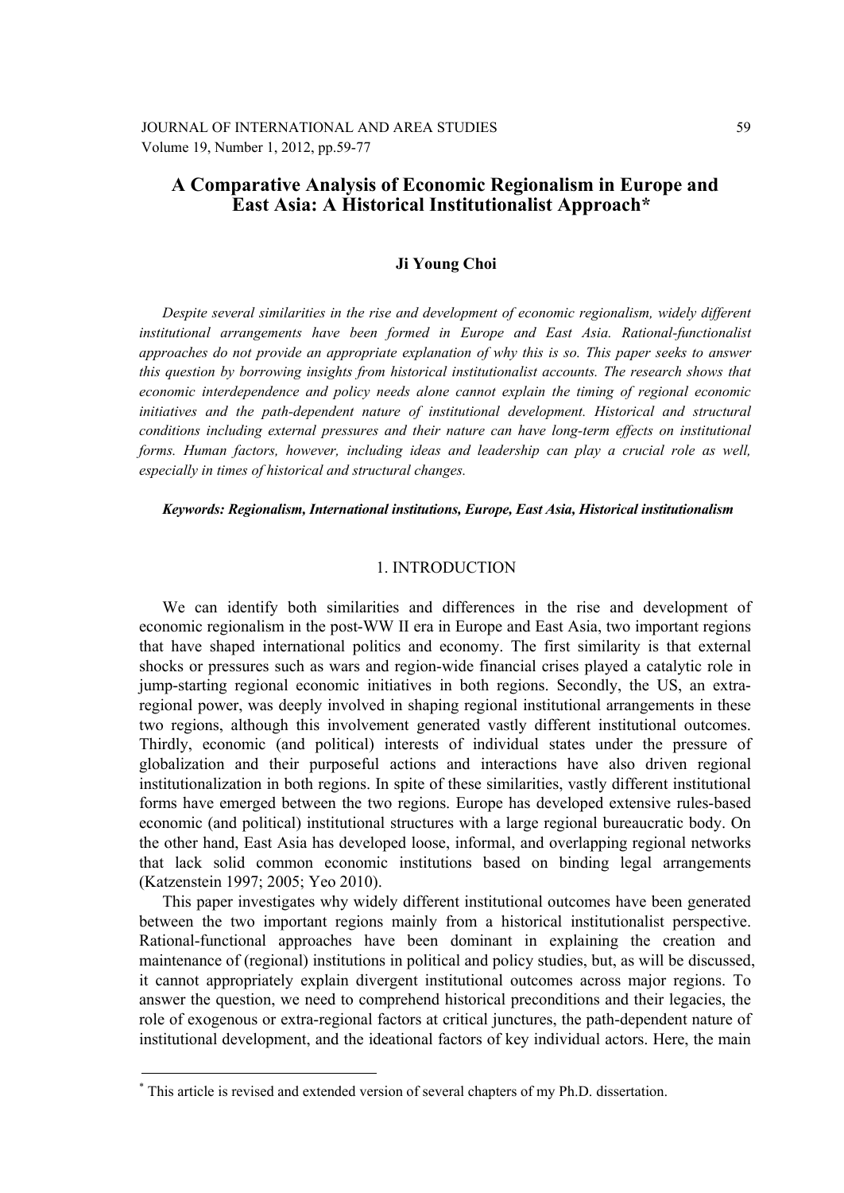# A Comparative Analysis of Economic Regionalism in Europe and East Asia: A Historical Institutionalist Approach*

**Ji Young Choi**

*Despite several similarities in the rise and development of economic regionalism, widely different institutional arrangements have been formed in Europe and East Asia. Rational-functionalist approaches do not provide an appropriate explanation of why this is so. This paper seeks to answer this question by borrowing insights from historical institutionalist accounts. The research shows that economic interdependence and policy needs alone cannot explain the timing of regional economic initiatives and the path-dependent nature of institutional development. Historical and structural conditions including external pressures and their nature can have long-term effects on institutional forms. Human factors, however, including ideas and leadership can play a crucial role as well, especially in times of historical and structural changes.*

***Keywords: Regionalism, International institutions, Europe, East Asia, Historical institutionalism***

## 1. INTRODUCTION

We can identify both similarities and differences in the rise and development of economic regionalism in the post-WW II era in Europe and East Asia, two important regions that have shaped international politics and economy. The first similarity is that external shocks or pressures such as wars and region-wide financial crises played a catalytic role in jump-starting regional economic initiatives in both regions. Secondly, the US, an extra-regional power, was deeply involved in shaping regional institutional arrangements in these two regions, although this involvement generated vastly different institutional outcomes. Thirdly, economic (and political) interests of individual states under the pressure of globalization and their purposeful actions and interactions have also driven regional institutionalization in both regions. In spite of these similarities, vastly different institutional forms have emerged between the two regions. Europe has developed extensive rules-based economic (and political) institutional structures with a large regional bureaucratic body. On the other hand, East Asia has developed loose, informal, and overlapping regional networks that lack solid common economic institutions based on binding legal arrangements (Katzenstein 1997; 2005; Yeo 2010).

This paper investigates why widely different institutional outcomes have been generated between the two important regions mainly from a historical institutionalist perspective. Rational-functional approaches have been dominant in explaining the creation and maintenance of (regional) institutions in political and policy studies, but, as will be discussed, it cannot appropriately explain divergent institutional outcomes across major regions. To answer the question, we need to comprehend historical preconditions and their legacies, the role of exogenous or extra-regional factors at critical junctures, the path-dependent nature of institutional development, and the ideational factors of key individual actors. Here, the main

---

* This article is revised and extended version of several chapters of my Ph.D. dissertation.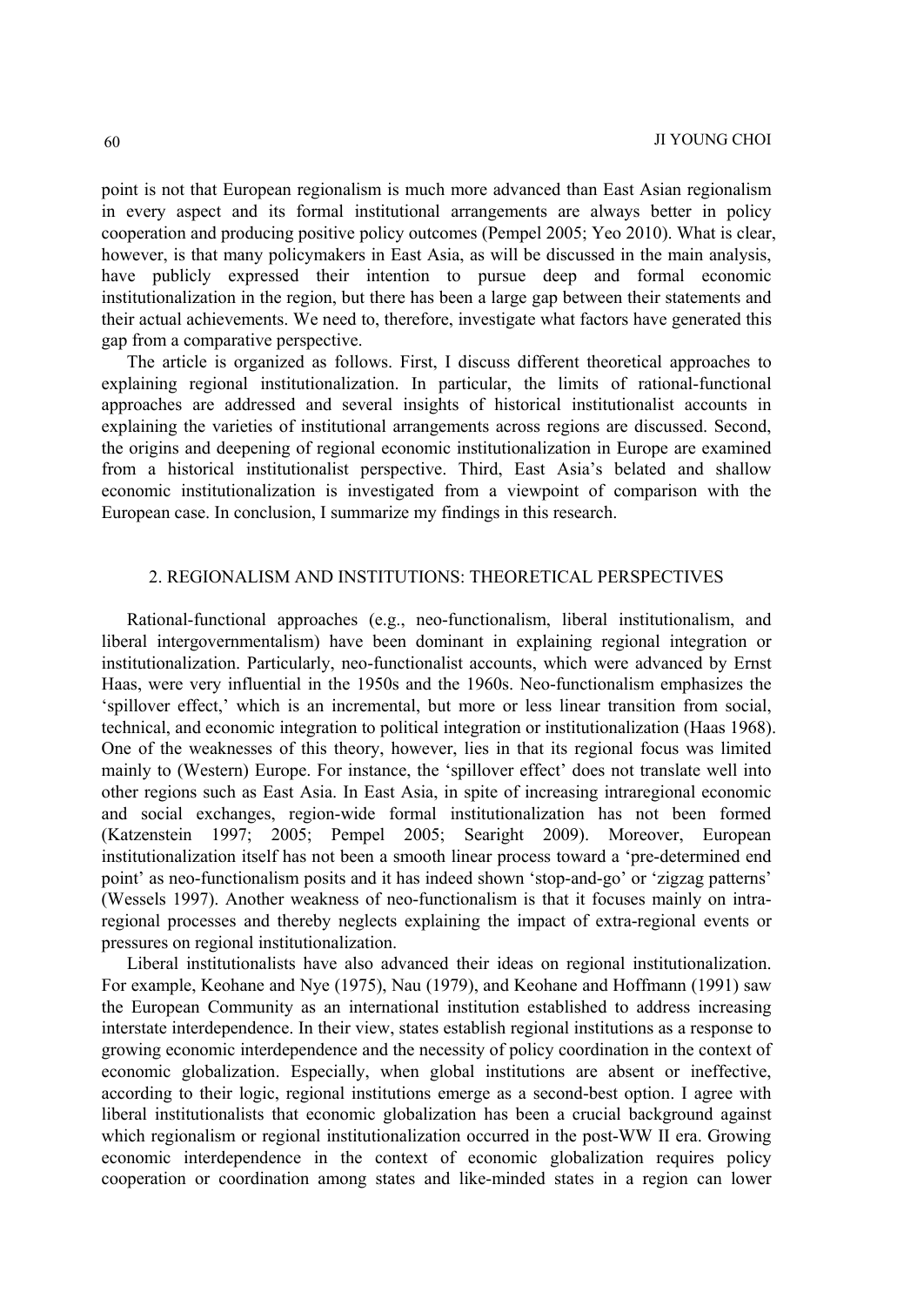point is not that European regionalism is much more advanced than East Asian regionalism in every aspect and its formal institutional arrangements are always better in policy cooperation and producing positive policy outcomes (Pempel 2005; Yeo 2010). What is clear, however, is that many policymakers in East Asia, as will be discussed in the main analysis, have publicly expressed their intention to pursue deep and formal economic institutionalization in the region, but there has been a large gap between their statements and their actual achievements. We need to, therefore, investigate what factors have generated this gap from a comparative perspective.

The article is organized as follows. First, I discuss different theoretical approaches to explaining regional institutionalization. In particular, the limits of rational-functional approaches are addressed and several insights of historical institutionalist accounts in explaining the varieties of institutional arrangements across regions are discussed. Second, the origins and deepening of regional economic institutionalization in Europe are examined from a historical institutionalist perspective. Third, East Asia's belated and shallow economic institutionalization is investigated from a viewpoint of comparison with the European case. In conclusion, I summarize my findings in this research.

## 2. REGIONALISM AND INSTITUTIONS: THEORETICAL PERSPECTIVES

Rational-functional approaches (e.g., neo-functionalism, liberal institutionalism, and liberal intergovernmentalism) have been dominant in explaining regional integration or institutionalization. Particularly, neo-functionalist accounts, which were advanced by Ernst Haas, were very influential in the 1950s and the 1960s. Neo-functionalism emphasizes the 'spillover effect,' which is an incremental, but more or less linear transition from social, technical, and economic integration to political integration or institutionalization (Haas 1968). One of the weaknesses of this theory, however, lies in that its regional focus was limited mainly to (Western) Europe. For instance, the 'spillover effect' does not translate well into other regions such as East Asia. In East Asia, in spite of increasing intraregional economic and social exchanges, region-wide formal institutionalization has not been formed (Katzenstein 1997; 2005; Pempel 2005; Searight 2009). Moreover, European institutionalization itself has not been a smooth linear process toward a 'pre-determined end point' as neo-functionalism posits and it has indeed shown 'stop-and-go' or 'zigzag patterns' (Wessels 1997). Another weakness of neo-functionalism is that it focuses mainly on intra-regional processes and thereby neglects explaining the impact of extra-regional events or pressures on regional institutionalization.

Liberal institutionalists have also advanced their ideas on regional institutionalization. For example, Keohane and Nye (1975), Nau (1979), and Keohane and Hoffmann (1991) saw the European Community as an international institution established to address increasing interstate interdependence. In their view, states establish regional institutions as a response to growing economic interdependence and the necessity of policy coordination in the context of economic globalization. Especially, when global institutions are absent or ineffective, according to their logic, regional institutions emerge as a second-best option. I agree with liberal institutionalists that economic globalization has been a crucial background against which regionalism or regional institutionalization occurred in the post-WW II era. Growing economic interdependence in the context of economic globalization requires policy cooperation or coordination among states and like-minded states in a region can lower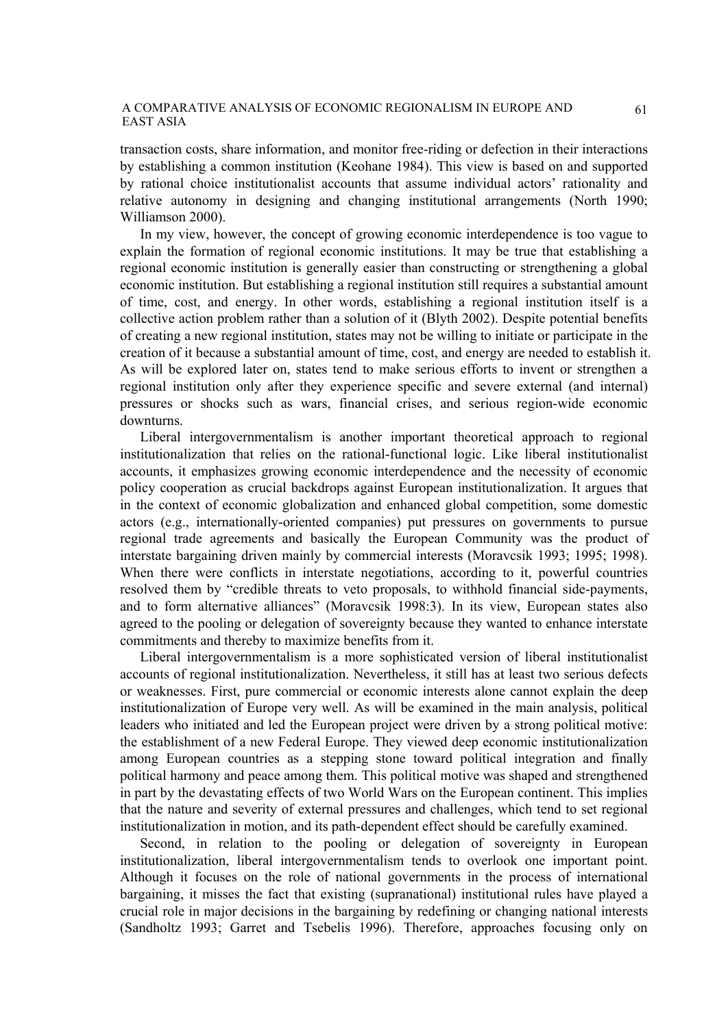transaction costs, share information, and monitor free-riding or defection in their interactions by establishing a common institution (Keohane 1984). This view is based on and supported by rational choice institutionalist accounts that assume individual actors' rationality and relative autonomy in designing and changing institutional arrangements (North 1990; Williamson 2000).

In my view, however, the concept of growing economic interdependence is too vague to explain the formation of regional economic institutions. It may be true that establishing a regional economic institution is generally easier than constructing or strengthening a global economic institution. But establishing a regional institution still requires a substantial amount of time, cost, and energy. In other words, establishing a regional institution itself is a collective action problem rather than a solution of it (Blyth 2002). Despite potential benefits of creating a new regional institution, states may not be willing to initiate or participate in the creation of it because a substantial amount of time, cost, and energy are needed to establish it. As will be explored later on, states tend to make serious efforts to invent or strengthen a regional institution only after they experience specific and severe external (and internal) pressures or shocks such as wars, financial crises, and serious region-wide economic downturns.

Liberal intergovernmentalism is another important theoretical approach to regional institutionalization that relies on the rational-functional logic. Like liberal institutionalist accounts, it emphasizes growing economic interdependence and the necessity of economic policy cooperation as crucial backdrops against European institutionalization. It argues that in the context of economic globalization and enhanced global competition, some domestic actors (e.g., internationally-oriented companies) put pressures on governments to pursue regional trade agreements and basically the European Community was the product of interstate bargaining driven mainly by commercial interests (Moravcsik 1993; 1995; 1998). When there were conflicts in interstate negotiations, according to it, powerful countries resolved them by "credible threats to veto proposals, to withhold financial side-payments, and to form alternative alliances" (Moravcsik 1998:3). In its view, European states also agreed to the pooling or delegation of sovereignty because they wanted to enhance interstate commitments and thereby to maximize benefits from it.

Liberal intergovernmentalism is a more sophisticated version of liberal institutionalist accounts of regional institutionalization. Nevertheless, it still has at least two serious defects or weaknesses. First, pure commercial or economic interests alone cannot explain the deep institutionalization of Europe very well. As will be examined in the main analysis, political leaders who initiated and led the European project were driven by a strong political motive: the establishment of a new Federal Europe. They viewed deep economic institutionalization among European countries as a stepping stone toward political integration and finally political harmony and peace among them. This political motive was shaped and strengthened in part by the devastating effects of two World Wars on the European continent. This implies that the nature and severity of external pressures and challenges, which tend to set regional institutionalization in motion, and its path-dependent effect should be carefully examined.

Second, in relation to the pooling or delegation of sovereignty in European institutionalization, liberal intergovernmentalism tends to overlook one important point. Although it focuses on the role of national governments in the process of international bargaining, it misses the fact that existing (supranational) institutional rules have played a crucial role in major decisions in the bargaining by redefining or changing national interests (Sandholtz 1993; Garret and Tsebelis 1996). Therefore, approaches focusing only on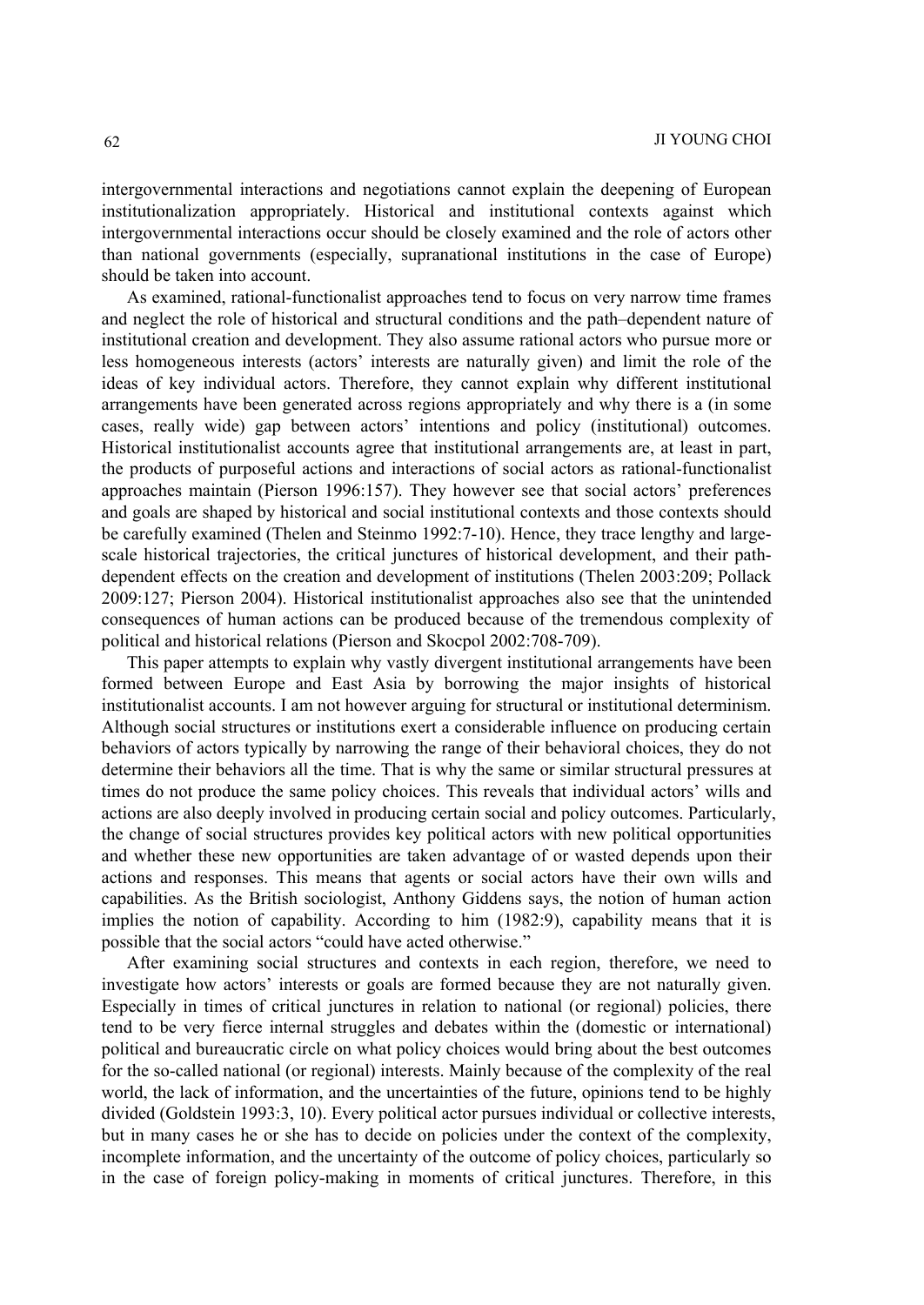intergovernmental interactions and negotiations cannot explain the deepening of European institutionalization appropriately. Historical and institutional contexts against which intergovernmental interactions occur should be closely examined and the role of actors other than national governments (especially, supranational institutions in the case of Europe) should be taken into account.

As examined, rational-functionalist approaches tend to focus on very narrow time frames and neglect the role of historical and structural conditions and the path–dependent nature of institutional creation and development. They also assume rational actors who pursue more or less homogeneous interests (actors' interests are naturally given) and limit the role of the ideas of key individual actors. Therefore, they cannot explain why different institutional arrangements have been generated across regions appropriately and why there is a (in some cases, really wide) gap between actors' intentions and policy (institutional) outcomes. Historical institutionalist accounts agree that institutional arrangements are, at least in part, the products of purposeful actions and interactions of social actors as rational-functionalist approaches maintain (Pierson 1996:157). They however see that social actors' preferences and goals are shaped by historical and social institutional contexts and those contexts should be carefully examined (Thelen and Steinmo 1992:7-10). Hence, they trace lengthy and large-scale historical trajectories, the critical junctures of historical development, and their path-dependent effects on the creation and development of institutions (Thelen 2003:209; Pollack 2009:127; Pierson 2004). Historical institutionalist approaches also see that the unintended consequences of human actions can be produced because of the tremendous complexity of political and historical relations (Pierson and Skocpol 2002:708-709).

This paper attempts to explain why vastly divergent institutional arrangements have been formed between Europe and East Asia by borrowing the major insights of historical institutionalist accounts. I am not however arguing for structural or institutional determinism. Although social structures or institutions exert a considerable influence on producing certain behaviors of actors typically by narrowing the range of their behavioral choices, they do not determine their behaviors all the time. That is why the same or similar structural pressures at times do not produce the same policy choices. This reveals that individual actors' wills and actions are also deeply involved in producing certain social and policy outcomes. Particularly, the change of social structures provides key political actors with new political opportunities and whether these new opportunities are taken advantage of or wasted depends upon their actions and responses. This means that agents or social actors have their own wills and capabilities. As the British sociologist, Anthony Giddens says, the notion of human action implies the notion of capability. According to him (1982:9), capability means that it is possible that the social actors "could have acted otherwise."

After examining social structures and contexts in each region, therefore, we need to investigate how actors' interests or goals are formed because they are not naturally given. Especially in times of critical junctures in relation to national (or regional) policies, there tend to be very fierce internal struggles and debates within the (domestic or international) political and bureaucratic circle on what policy choices would bring about the best outcomes for the so-called national (or regional) interests. Mainly because of the complexity of the real world, the lack of information, and the uncertainties of the future, opinions tend to be highly divided (Goldstein 1993:3, 10). Every political actor pursues individual or collective interests, but in many cases he or she has to decide on policies under the context of the complexity, incomplete information, and the uncertainty of the outcome of policy choices, particularly so in the case of foreign policy-making in moments of critical junctures. Therefore, in this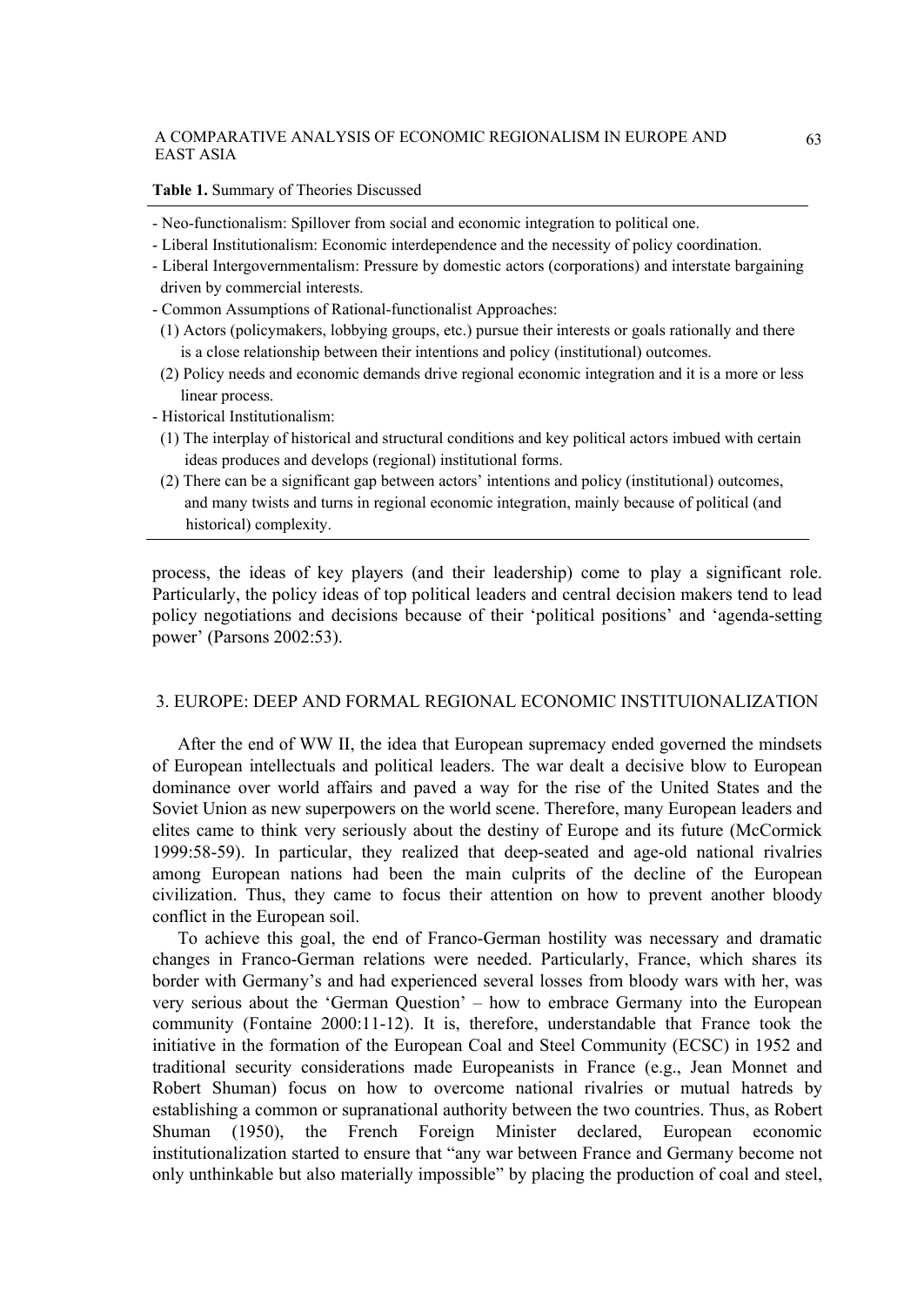**Table 1.** Summary of Theories Discussed

- Neo-functionalism: Spillover from social and economic integration to political one.
- Liberal Institutionalism: Economic interdependence and the necessity of policy coordination.
- Liberal Intergovernmentalism: Pressure by domestic actors (corporations) and interstate bargaining driven by commercial interests.
- Common Assumptions of Rational-functionalist Approaches:
  (1) Actors (policymakers, lobbying groups, etc.) pursue their interests or goals rationally and there is a close relationship between their intentions and policy (institutional) outcomes.
  (2) Policy needs and economic demands drive regional economic integration and it is a more or less linear process.
- Historical Institutionalism:
  (1) The interplay of historical and structural conditions and key political actors imbued with certain ideas produces and develops (regional) institutional forms.
  (2) There can be a significant gap between actors' intentions and policy (institutional) outcomes, and many twists and turns in regional economic integration, mainly because of political (and historical) complexity.

process, the ideas of key players (and their leadership) come to play a significant role. Particularly, the policy ideas of top political leaders and central decision makers tend to lead policy negotiations and decisions because of their 'political positions' and 'agenda-setting power' (Parsons 2002:53).

## 3. EUROPE: DEEP AND FORMAL REGIONAL ECONOMIC INSTITUIONALIZATION

After the end of WW II, the idea that European supremacy ended governed the mindsets of European intellectuals and political leaders. The war dealt a decisive blow to European dominance over world affairs and paved a way for the rise of the United States and the Soviet Union as new superpowers on the world scene. Therefore, many European leaders and elites came to think very seriously about the destiny of Europe and its future (McCormick 1999:58-59). In particular, they realized that deep-seated and age-old national rivalries among European nations had been the main culprits of the decline of the European civilization. Thus, they came to focus their attention on how to prevent another bloody conflict in the European soil.

To achieve this goal, the end of Franco-German hostility was necessary and dramatic changes in Franco-German relations were needed. Particularly, France, which shares its border with Germany's and had experienced several losses from bloody wars with her, was very serious about the 'German Question' – how to embrace Germany into the European community (Fontaine 2000:11-12). It is, therefore, understandable that France took the initiative in the formation of the European Coal and Steel Community (ECSC) in 1952 and traditional security considerations made Europeanists in France (e.g., Jean Monnet and Robert Shuman) focus on how to overcome national rivalries or mutual hatreds by establishing a common or supranational authority between the two countries. Thus, as Robert Shuman (1950), the French Foreign Minister declared, European economic institutionalization started to ensure that "any war between France and Germany become not only unthinkable but also materially impossible" by placing the production of coal and steel,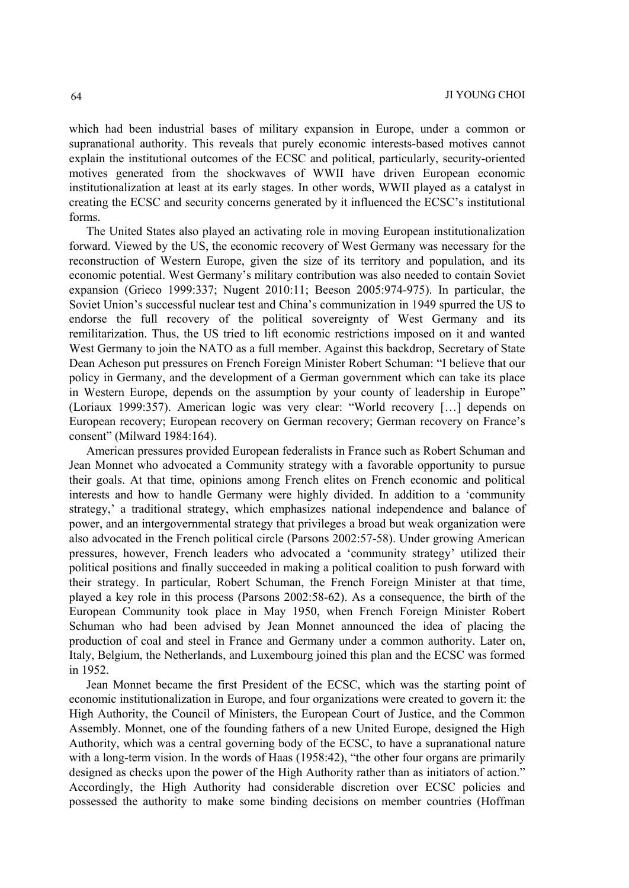which had been industrial bases of military expansion in Europe, under a common or supranational authority. This reveals that purely economic interests-based motives cannot explain the institutional outcomes of the ECSC and political, particularly, security-oriented motives generated from the shockwaves of WWII have driven European economic institutionalization at least at its early stages. In other words, WWII played as a catalyst in creating the ECSC and security concerns generated by it influenced the ECSC's institutional forms.

The United States also played an activating role in moving European institutionalization forward. Viewed by the US, the economic recovery of West Germany was necessary for the reconstruction of Western Europe, given the size of its territory and population, and its economic potential. West Germany's military contribution was also needed to contain Soviet expansion (Grieco 1999:337; Nugent 2010:11; Beeson 2005:974-975). In particular, the Soviet Union's successful nuclear test and China's communization in 1949 spurred the US to endorse the full recovery of the political sovereignty of West Germany and its remilitarization. Thus, the US tried to lift economic restrictions imposed on it and wanted West Germany to join the NATO as a full member. Against this backdrop, Secretary of State Dean Acheson put pressures on French Foreign Minister Robert Schuman: "I believe that our policy in Germany, and the development of a German government which can take its place in Western Europe, depends on the assumption by your county of leadership in Europe" (Loriaux 1999:357). American logic was very clear: "World recovery […] depends on European recovery; European recovery on German recovery; German recovery on France's consent" (Milward 1984:164).

American pressures provided European federalists in France such as Robert Schuman and Jean Monnet who advocated a Community strategy with a favorable opportunity to pursue their goals. At that time, opinions among French elites on French economic and political interests and how to handle Germany were highly divided. In addition to a 'community strategy,' a traditional strategy, which emphasizes national independence and balance of power, and an intergovernmental strategy that privileges a broad but weak organization were also advocated in the French political circle (Parsons 2002:57-58). Under growing American pressures, however, French leaders who advocated a 'community strategy' utilized their political positions and finally succeeded in making a political coalition to push forward with their strategy. In particular, Robert Schuman, the French Foreign Minister at that time, played a key role in this process (Parsons 2002:58-62). As a consequence, the birth of the European Community took place in May 1950, when French Foreign Minister Robert Schuman who had been advised by Jean Monnet announced the idea of placing the production of coal and steel in France and Germany under a common authority. Later on, Italy, Belgium, the Netherlands, and Luxembourg joined this plan and the ECSC was formed in 1952.

Jean Monnet became the first President of the ECSC, which was the starting point of economic institutionalization in Europe, and four organizations were created to govern it: the High Authority, the Council of Ministers, the European Court of Justice, and the Common Assembly. Monnet, one of the founding fathers of a new United Europe, designed the High Authority, which was a central governing body of the ECSC, to have a supranational nature with a long-term vision. In the words of Haas (1958:42), "the other four organs are primarily designed as checks upon the power of the High Authority rather than as initiators of action." Accordingly, the High Authority had considerable discretion over ECSC policies and possessed the authority to make some binding decisions on member countries (Hoffman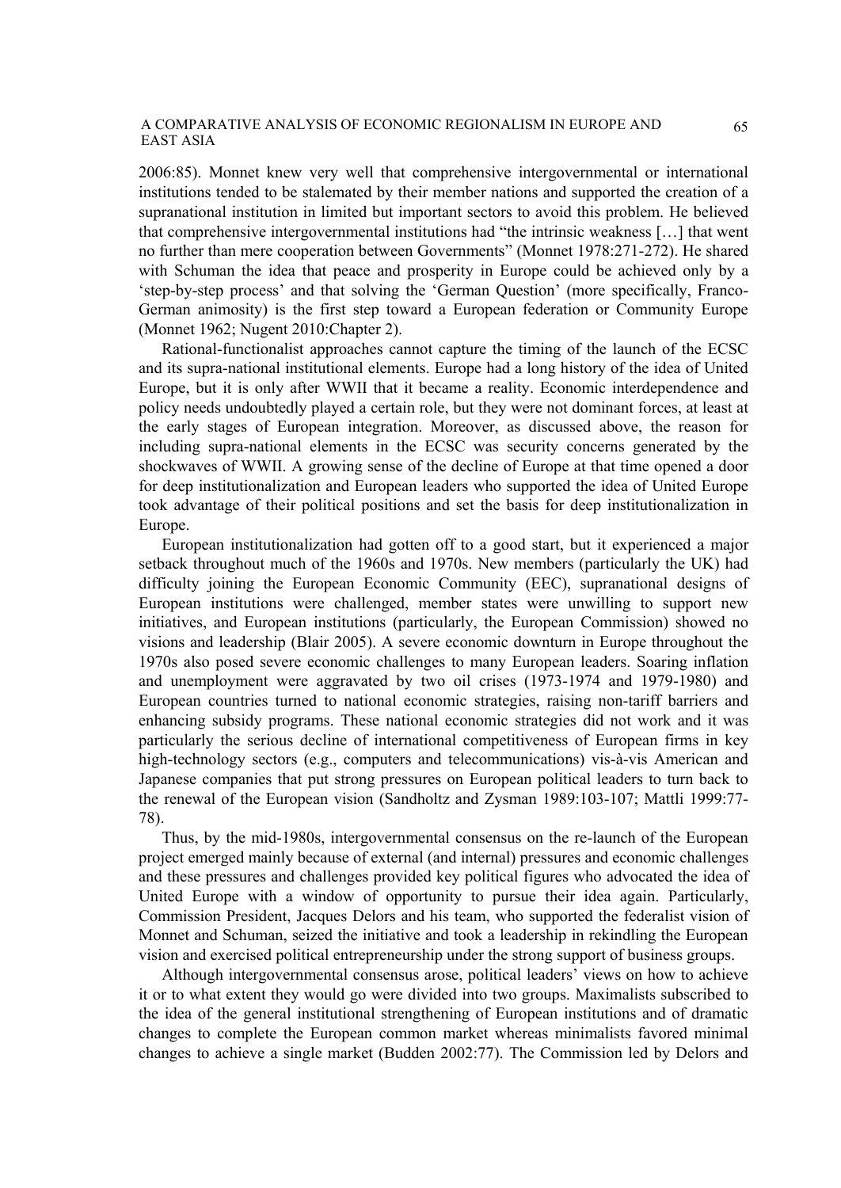2006:85). Monnet knew very well that comprehensive intergovernmental or international institutions tended to be stalemated by their member nations and supported the creation of a supranational institution in limited but important sectors to avoid this problem. He believed that comprehensive intergovernmental institutions had "the intrinsic weakness […] that went no further than mere cooperation between Governments" (Monnet 1978:271-272). He shared with Schuman the idea that peace and prosperity in Europe could be achieved only by a 'step-by-step process' and that solving the 'German Question' (more specifically, Franco-German animosity) is the first step toward a European federation or Community Europe (Monnet 1962; Nugent 2010:Chapter 2).

Rational-functionalist approaches cannot capture the timing of the launch of the ECSC and its supra-national institutional elements. Europe had a long history of the idea of United Europe, but it is only after WWII that it became a reality. Economic interdependence and policy needs undoubtedly played a certain role, but they were not dominant forces, at least at the early stages of European integration. Moreover, as discussed above, the reason for including supra-national elements in the ECSC was security concerns generated by the shockwaves of WWII. A growing sense of the decline of Europe at that time opened a door for deep institutionalization and European leaders who supported the idea of United Europe took advantage of their political positions and set the basis for deep institutionalization in Europe.

European institutionalization had gotten off to a good start, but it experienced a major setback throughout much of the 1960s and 1970s. New members (particularly the UK) had difficulty joining the European Economic Community (EEC), supranational designs of European institutions were challenged, member states were unwilling to support new initiatives, and European institutions (particularly, the European Commission) showed no visions and leadership (Blair 2005). A severe economic downturn in Europe throughout the 1970s also posed severe economic challenges to many European leaders. Soaring inflation and unemployment were aggravated by two oil crises (1973-1974 and 1979-1980) and European countries turned to national economic strategies, raising non-tariff barriers and enhancing subsidy programs. These national economic strategies did not work and it was particularly the serious decline of international competitiveness of European firms in key high-technology sectors (e.g., computers and telecommunications) vis-à-vis American and Japanese companies that put strong pressures on European political leaders to turn back to the renewal of the European vision (Sandholtz and Zysman 1989:103-107; Mattli 1999:77-78).

Thus, by the mid-1980s, intergovernmental consensus on the re-launch of the European project emerged mainly because of external (and internal) pressures and economic challenges and these pressures and challenges provided key political figures who advocated the idea of United Europe with a window of opportunity to pursue their idea again. Particularly, Commission President, Jacques Delors and his team, who supported the federalist vision of Monnet and Schuman, seized the initiative and took a leadership in rekindling the European vision and exercised political entrepreneurship under the strong support of business groups.

Although intergovernmental consensus arose, political leaders' views on how to achieve it or to what extent they would go were divided into two groups. Maximalists subscribed to the idea of the general institutional strengthening of European institutions and of dramatic changes to complete the European common market whereas minimalists favored minimal changes to achieve a single market (Budden 2002:77). The Commission led by Delors and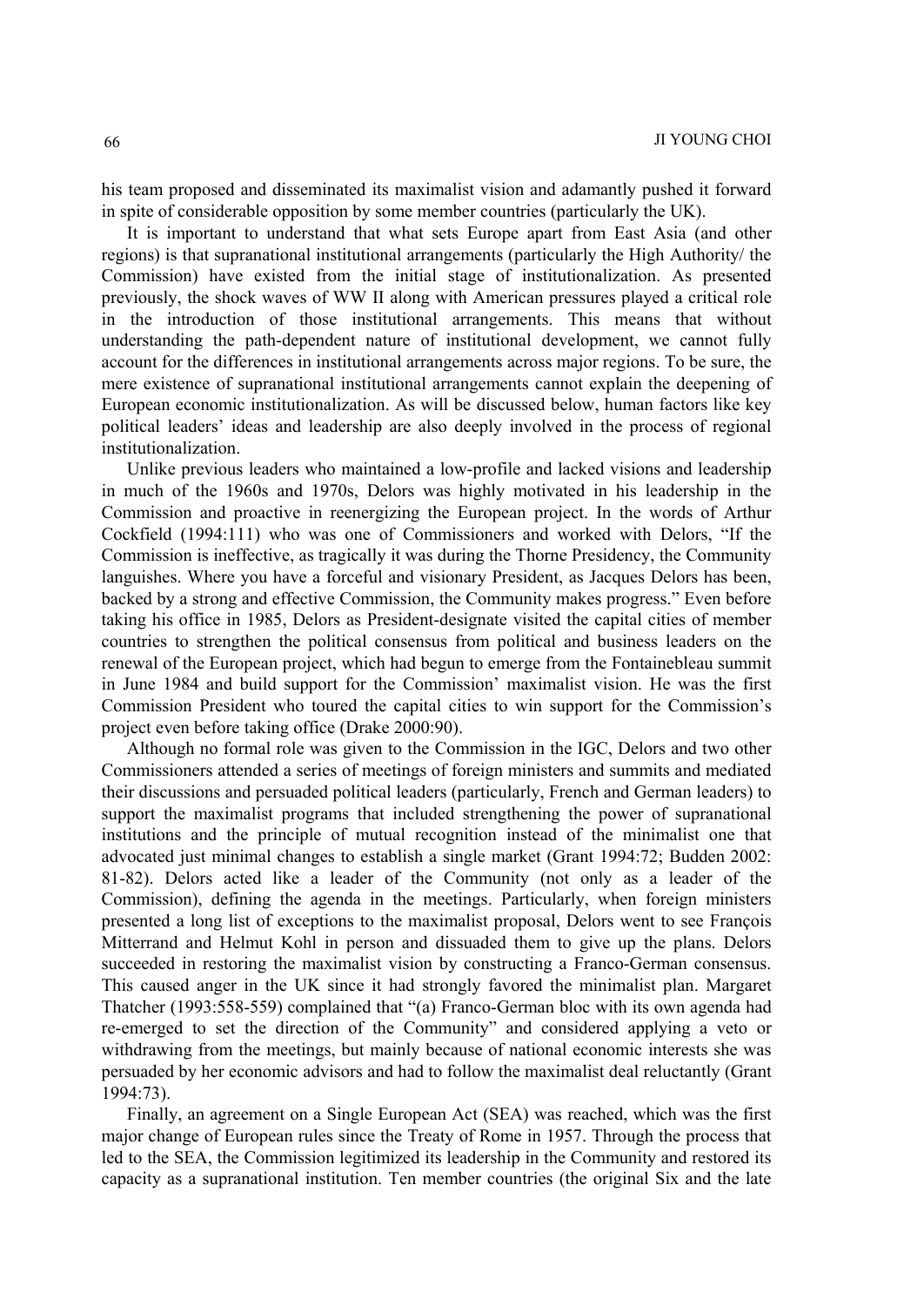his team proposed and disseminated its maximalist vision and adamantly pushed it forward in spite of considerable opposition by some member countries (particularly the UK).

It is important to understand that what sets Europe apart from East Asia (and other regions) is that supranational institutional arrangements (particularly the High Authority/ the Commission) have existed from the initial stage of institutionalization. As presented previously, the shock waves of WW II along with American pressures played a critical role in the introduction of those institutional arrangements. This means that without understanding the path-dependent nature of institutional development, we cannot fully account for the differences in institutional arrangements across major regions. To be sure, the mere existence of supranational institutional arrangements cannot explain the deepening of European economic institutionalization. As will be discussed below, human factors like key political leaders' ideas and leadership are also deeply involved in the process of regional institutionalization.

Unlike previous leaders who maintained a low-profile and lacked visions and leadership in much of the 1960s and 1970s, Delors was highly motivated in his leadership in the Commission and proactive in reenergizing the European project. In the words of Arthur Cockfield (1994:111) who was one of Commissioners and worked with Delors, "If the Commission is ineffective, as tragically it was during the Thorne Presidency, the Community languishes. Where you have a forceful and visionary President, as Jacques Delors has been, backed by a strong and effective Commission, the Community makes progress." Even before taking his office in 1985, Delors as President-designate visited the capital cities of member countries to strengthen the political consensus from political and business leaders on the renewal of the European project, which had begun to emerge from the Fontainebleau summit in June 1984 and build support for the Commission' maximalist vision. He was the first Commission President who toured the capital cities to win support for the Commission's project even before taking office (Drake 2000:90).

Although no formal role was given to the Commission in the IGC, Delors and two other Commissioners attended a series of meetings of foreign ministers and summits and mediated their discussions and persuaded political leaders (particularly, French and German leaders) to support the maximalist programs that included strengthening the power of supranational institutions and the principle of mutual recognition instead of the minimalist one that advocated just minimal changes to establish a single market (Grant 1994:72; Budden 2002: 81-82). Delors acted like a leader of the Community (not only as a leader of the Commission), defining the agenda in the meetings. Particularly, when foreign ministers presented a long list of exceptions to the maximalist proposal, Delors went to see François Mitterrand and Helmut Kohl in person and dissuaded them to give up the plans. Delors succeeded in restoring the maximalist vision by constructing a Franco-German consensus. This caused anger in the UK since it had strongly favored the minimalist plan. Margaret Thatcher (1993:558-559) complained that "(a) Franco-German bloc with its own agenda had re-emerged to set the direction of the Community" and considered applying a veto or withdrawing from the meetings, but mainly because of national economic interests she was persuaded by her economic advisors and had to follow the maximalist deal reluctantly (Grant 1994:73).

Finally, an agreement on a Single European Act (SEA) was reached, which was the first major change of European rules since the Treaty of Rome in 1957. Through the process that led to the SEA, the Commission legitimized its leadership in the Community and restored its capacity as a supranational institution. Ten member countries (the original Six and the late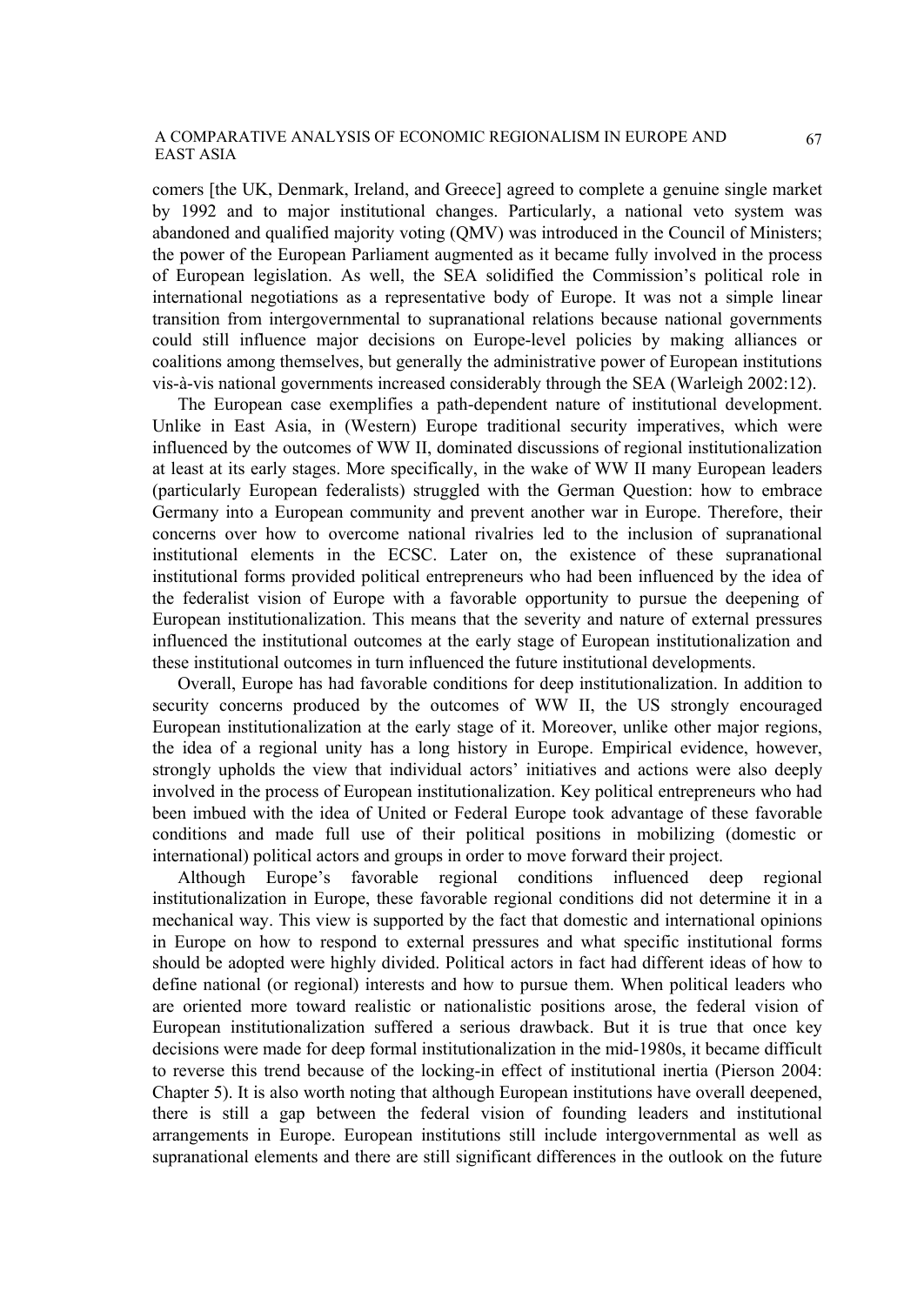comers [the UK, Denmark, Ireland, and Greece] agreed to complete a genuine single market by 1992 and to major institutional changes. Particularly, a national veto system was abandoned and qualified majority voting (QMV) was introduced in the Council of Ministers; the power of the European Parliament augmented as it became fully involved in the process of European legislation. As well, the SEA solidified the Commission's political role in international negotiations as a representative body of Europe. It was not a simple linear transition from intergovernmental to supranational relations because national governments could still influence major decisions on Europe-level policies by making alliances or coalitions among themselves, but generally the administrative power of European institutions vis-à-vis national governments increased considerably through the SEA (Warleigh 2002:12).

The European case exemplifies a path-dependent nature of institutional development. Unlike in East Asia, in (Western) Europe traditional security imperatives, which were influenced by the outcomes of WW II, dominated discussions of regional institutionalization at least at its early stages. More specifically, in the wake of WW II many European leaders (particularly European federalists) struggled with the German Question: how to embrace Germany into a European community and prevent another war in Europe. Therefore, their concerns over how to overcome national rivalries led to the inclusion of supranational institutional elements in the ECSC. Later on, the existence of these supranational institutional forms provided political entrepreneurs who had been influenced by the idea of the federalist vision of Europe with a favorable opportunity to pursue the deepening of European institutionalization. This means that the severity and nature of external pressures influenced the institutional outcomes at the early stage of European institutionalization and these institutional outcomes in turn influenced the future institutional developments.

Overall, Europe has had favorable conditions for deep institutionalization. In addition to security concerns produced by the outcomes of WW II, the US strongly encouraged European institutionalization at the early stage of it. Moreover, unlike other major regions, the idea of a regional unity has a long history in Europe. Empirical evidence, however, strongly upholds the view that individual actors' initiatives and actions were also deeply involved in the process of European institutionalization. Key political entrepreneurs who had been imbued with the idea of United or Federal Europe took advantage of these favorable conditions and made full use of their political positions in mobilizing (domestic or international) political actors and groups in order to move forward their project.

Although Europe's favorable regional conditions influenced deep regional institutionalization in Europe, these favorable regional conditions did not determine it in a mechanical way. This view is supported by the fact that domestic and international opinions in Europe on how to respond to external pressures and what specific institutional forms should be adopted were highly divided. Political actors in fact had different ideas of how to define national (or regional) interests and how to pursue them. When political leaders who are oriented more toward realistic or nationalistic positions arose, the federal vision of European institutionalization suffered a serious drawback. But it is true that once key decisions were made for deep formal institutionalization in the mid-1980s, it became difficult to reverse this trend because of the locking-in effect of institutional inertia (Pierson 2004: Chapter 5). It is also worth noting that although European institutions have overall deepened, there is still a gap between the federal vision of founding leaders and institutional arrangements in Europe. European institutions still include intergovernmental as well as supranational elements and there are still significant differences in the outlook on the future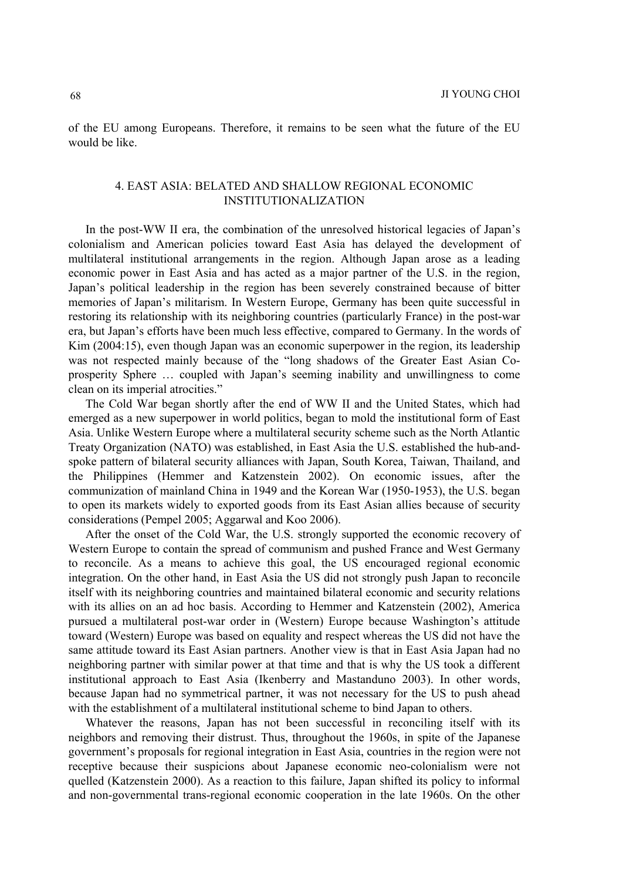of the EU among Europeans. Therefore, it remains to be seen what the future of the EU would be like.

## 4. EAST ASIA: BELATED AND SHALLOW REGIONAL ECONOMIC INSTITUTIONALIZATION

In the post-WW II era, the combination of the unresolved historical legacies of Japan's colonialism and American policies toward East Asia has delayed the development of multilateral institutional arrangements in the region. Although Japan arose as a leading economic power in East Asia and has acted as a major partner of the U.S. in the region, Japan's political leadership in the region has been severely constrained because of bitter memories of Japan's militarism. In Western Europe, Germany has been quite successful in restoring its relationship with its neighboring countries (particularly France) in the post-war era, but Japan's efforts have been much less effective, compared to Germany. In the words of Kim (2004:15), even though Japan was an economic superpower in the region, its leadership was not respected mainly because of the "long shadows of the Greater East Asian Co-prosperity Sphere … coupled with Japan's seeming inability and unwillingness to come clean on its imperial atrocities."

The Cold War began shortly after the end of WW II and the United States, which had emerged as a new superpower in world politics, began to mold the institutional form of East Asia. Unlike Western Europe where a multilateral security scheme such as the North Atlantic Treaty Organization (NATO) was established, in East Asia the U.S. established the hub-and-spoke pattern of bilateral security alliances with Japan, South Korea, Taiwan, Thailand, and the Philippines (Hemmer and Katzenstein 2002). On economic issues, after the communization of mainland China in 1949 and the Korean War (1950-1953), the U.S. began to open its markets widely to exported goods from its East Asian allies because of security considerations (Pempel 2005; Aggarwal and Koo 2006).

After the onset of the Cold War, the U.S. strongly supported the economic recovery of Western Europe to contain the spread of communism and pushed France and West Germany to reconcile. As a means to achieve this goal, the US encouraged regional economic integration. On the other hand, in East Asia the US did not strongly push Japan to reconcile itself with its neighboring countries and maintained bilateral economic and security relations with its allies on an ad hoc basis. According to Hemmer and Katzenstein (2002), America pursued a multilateral post-war order in (Western) Europe because Washington's attitude toward (Western) Europe was based on equality and respect whereas the US did not have the same attitude toward its East Asian partners. Another view is that in East Asia Japan had no neighboring partner with similar power at that time and that is why the US took a different institutional approach to East Asia (Ikenberry and Mastanduno 2003). In other words, because Japan had no symmetrical partner, it was not necessary for the US to push ahead with the establishment of a multilateral institutional scheme to bind Japan to others.

Whatever the reasons, Japan has not been successful in reconciling itself with its neighbors and removing their distrust. Thus, throughout the 1960s, in spite of the Japanese government's proposals for regional integration in East Asia, countries in the region were not receptive because their suspicions about Japanese economic neo-colonialism were not quelled (Katzenstein 2000). As a reaction to this failure, Japan shifted its policy to informal and non-governmental trans-regional economic cooperation in the late 1960s. On the other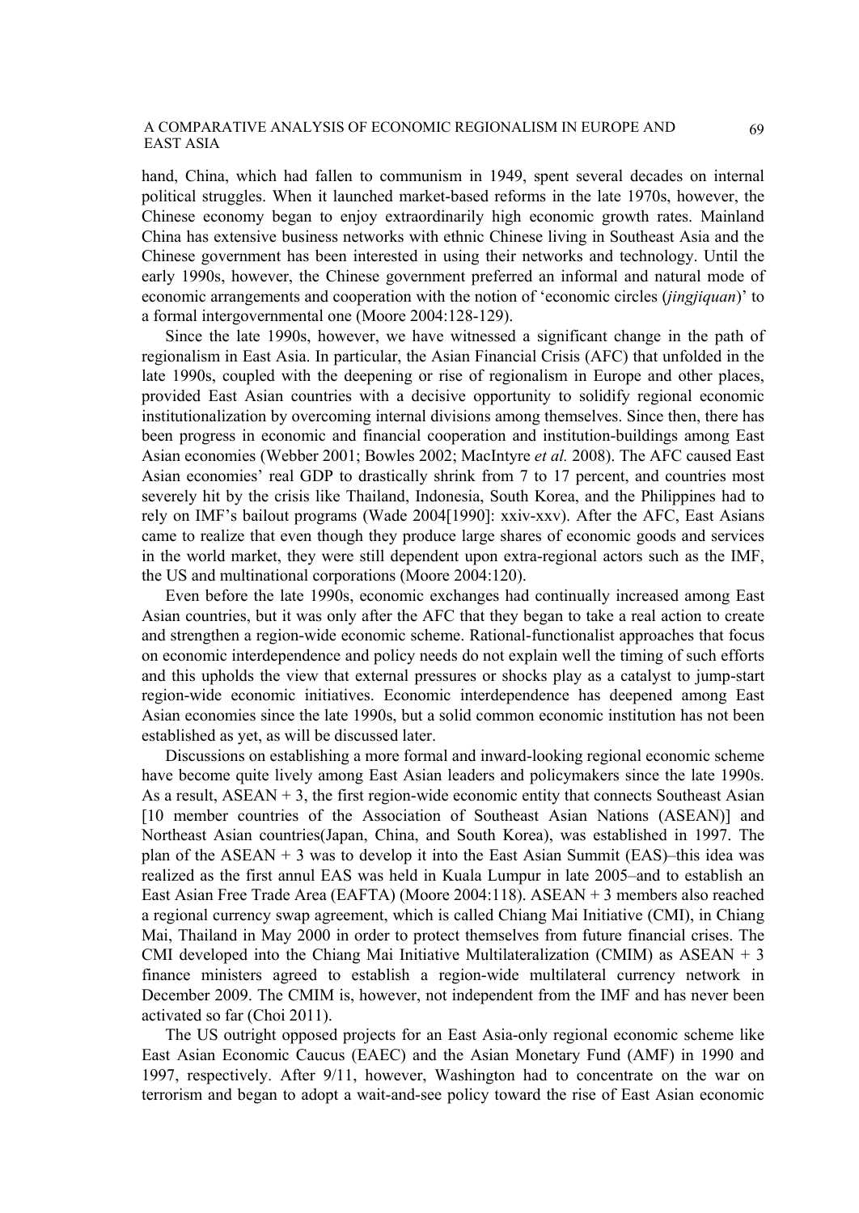hand, China, which had fallen to communism in 1949, spent several decades on internal political struggles. When it launched market-based reforms in the late 1970s, however, the Chinese economy began to enjoy extraordinarily high economic growth rates. Mainland China has extensive business networks with ethnic Chinese living in Southeast Asia and the Chinese government has been interested in using their networks and technology. Until the early 1990s, however, the Chinese government preferred an informal and natural mode of economic arrangements and cooperation with the notion of 'economic circles (*jingjiquan*)' to a formal intergovernmental one (Moore 2004:128-129).

Since the late 1990s, however, we have witnessed a significant change in the path of regionalism in East Asia. In particular, the Asian Financial Crisis (AFC) that unfolded in the late 1990s, coupled with the deepening or rise of regionalism in Europe and other places, provided East Asian countries with a decisive opportunity to solidify regional economic institutionalization by overcoming internal divisions among themselves. Since then, there has been progress in economic and financial cooperation and institution-buildings among East Asian economies (Webber 2001; Bowles 2002; MacIntyre *et al.* 2008). The AFC caused East Asian economies' real GDP to drastically shrink from 7 to 17 percent, and countries most severely hit by the crisis like Thailand, Indonesia, South Korea, and the Philippines had to rely on IMF's bailout programs (Wade 2004[1990]: xxiv-xxv). After the AFC, East Asians came to realize that even though they produce large shares of economic goods and services in the world market, they were still dependent upon extra-regional actors such as the IMF, the US and multinational corporations (Moore 2004:120).

Even before the late 1990s, economic exchanges had continually increased among East Asian countries, but it was only after the AFC that they began to take a real action to create and strengthen a region-wide economic scheme. Rational-functionalist approaches that focus on economic interdependence and policy needs do not explain well the timing of such efforts and this upholds the view that external pressures or shocks play as a catalyst to jump-start region-wide economic initiatives. Economic interdependence has deepened among East Asian economies since the late 1990s, but a solid common economic institution has not been established as yet, as will be discussed later.

Discussions on establishing a more formal and inward-looking regional economic scheme have become quite lively among East Asian leaders and policymakers since the late 1990s. As a result, ASEAN + 3, the first region-wide economic entity that connects Southeast Asian [10 member countries of the Association of Southeast Asian Nations (ASEAN)] and Northeast Asian countries(Japan, China, and South Korea), was established in 1997. The plan of the ASEAN + 3 was to develop it into the East Asian Summit (EAS)–this idea was realized as the first annul EAS was held in Kuala Lumpur in late 2005–and to establish an East Asian Free Trade Area (EAFTA) (Moore 2004:118). ASEAN + 3 members also reached a regional currency swap agreement, which is called Chiang Mai Initiative (CMI), in Chiang Mai, Thailand in May 2000 in order to protect themselves from future financial crises. The CMI developed into the Chiang Mai Initiative Multilateralization (CMIM) as ASEAN + 3 finance ministers agreed to establish a region-wide multilateral currency network in December 2009. The CMIM is, however, not independent from the IMF and has never been activated so far (Choi 2011).

The US outright opposed projects for an East Asia-only regional economic scheme like East Asian Economic Caucus (EAEC) and the Asian Monetary Fund (AMF) in 1990 and 1997, respectively. After 9/11, however, Washington had to concentrate on the war on terrorism and began to adopt a wait-and-see policy toward the rise of East Asian economic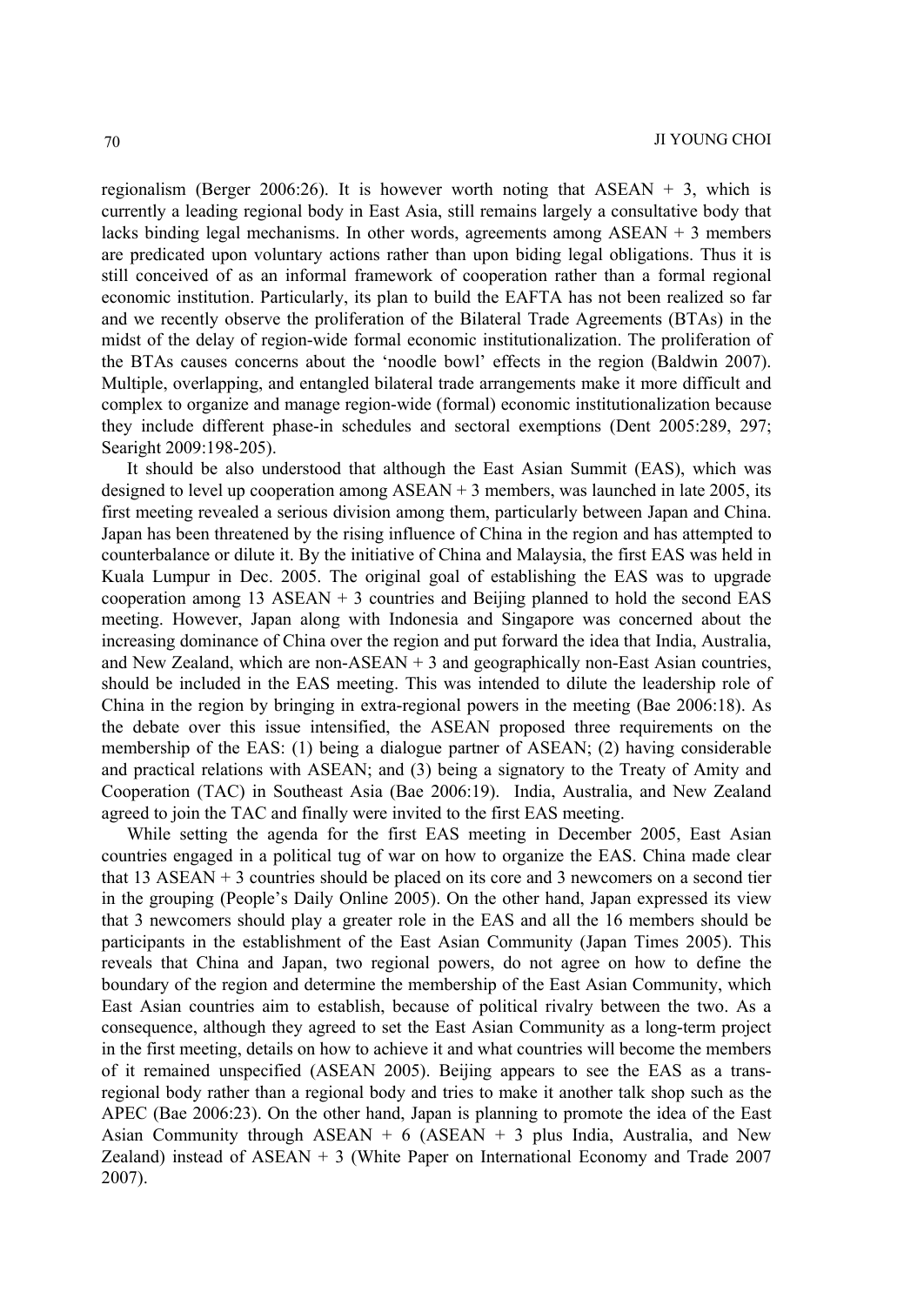regionalism (Berger 2006:26). It is however worth noting that ASEAN + 3, which is currently a leading regional body in East Asia, still remains largely a consultative body that lacks binding legal mechanisms. In other words, agreements among ASEAN + 3 members are predicated upon voluntary actions rather than upon biding legal obligations. Thus it is still conceived of as an informal framework of cooperation rather than a formal regional economic institution. Particularly, its plan to build the EAFTA has not been realized so far and we recently observe the proliferation of the Bilateral Trade Agreements (BTAs) in the midst of the delay of region-wide formal economic institutionalization. The proliferation of the BTAs causes concerns about the 'noodle bowl' effects in the region (Baldwin 2007). Multiple, overlapping, and entangled bilateral trade arrangements make it more difficult and complex to organize and manage region-wide (formal) economic institutionalization because they include different phase-in schedules and sectoral exemptions (Dent 2005:289, 297; Searight 2009:198-205).

It should be also understood that although the East Asian Summit (EAS), which was designed to level up cooperation among ASEAN + 3 members, was launched in late 2005, its first meeting revealed a serious division among them, particularly between Japan and China. Japan has been threatened by the rising influence of China in the region and has attempted to counterbalance or dilute it. By the initiative of China and Malaysia, the first EAS was held in Kuala Lumpur in Dec. 2005. The original goal of establishing the EAS was to upgrade cooperation among 13 ASEAN + 3 countries and Beijing planned to hold the second EAS meeting. However, Japan along with Indonesia and Singapore was concerned about the increasing dominance of China over the region and put forward the idea that India, Australia, and New Zealand, which are non-ASEAN + 3 and geographically non-East Asian countries, should be included in the EAS meeting. This was intended to dilute the leadership role of China in the region by bringing in extra-regional powers in the meeting (Bae 2006:18). As the debate over this issue intensified, the ASEAN proposed three requirements on the membership of the EAS: (1) being a dialogue partner of ASEAN; (2) having considerable and practical relations with ASEAN; and (3) being a signatory to the Treaty of Amity and Cooperation (TAC) in Southeast Asia (Bae 2006:19). India, Australia, and New Zealand agreed to join the TAC and finally were invited to the first EAS meeting.

While setting the agenda for the first EAS meeting in December 2005, East Asian countries engaged in a political tug of war on how to organize the EAS. China made clear that 13 ASEAN + 3 countries should be placed on its core and 3 newcomers on a second tier in the grouping (People's Daily Online 2005). On the other hand, Japan expressed its view that 3 newcomers should play a greater role in the EAS and all the 16 members should be participants in the establishment of the East Asian Community (Japan Times 2005). This reveals that China and Japan, two regional powers, do not agree on how to define the boundary of the region and determine the membership of the East Asian Community, which East Asian countries aim to establish, because of political rivalry between the two. As a consequence, although they agreed to set the East Asian Community as a long-term project in the first meeting, details on how to achieve it and what countries will become the members of it remained unspecified (ASEAN 2005). Beijing appears to see the EAS as a trans-regional body rather than a regional body and tries to make it another talk shop such as the APEC (Bae 2006:23). On the other hand, Japan is planning to promote the idea of the East Asian Community through ASEAN + 6 (ASEAN + 3 plus India, Australia, and New Zealand) instead of ASEAN + 3 (White Paper on International Economy and Trade 2007 2007).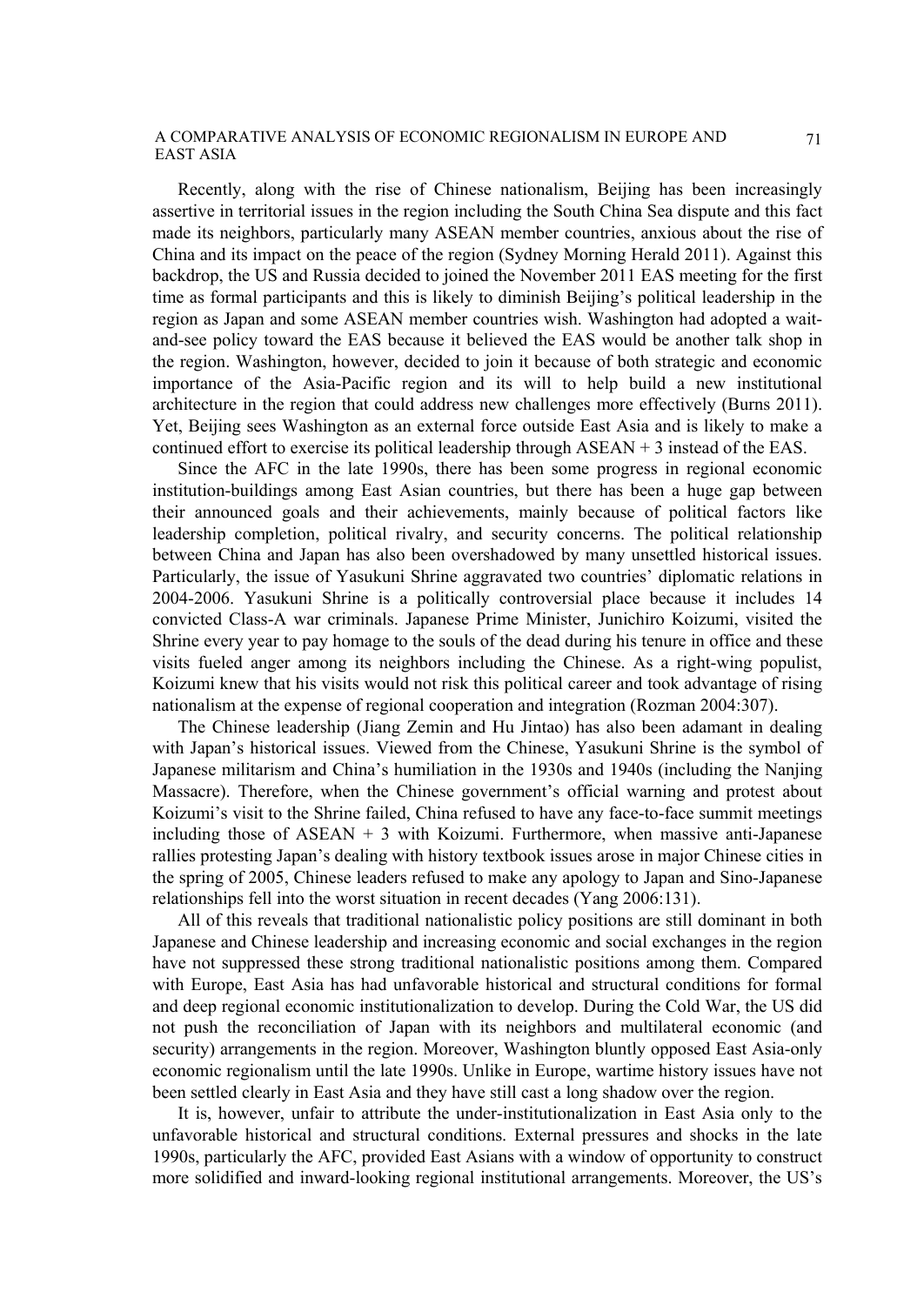Recently, along with the rise of Chinese nationalism, Beijing has been increasingly assertive in territorial issues in the region including the South China Sea dispute and this fact made its neighbors, particularly many ASEAN member countries, anxious about the rise of China and its impact on the peace of the region (Sydney Morning Herald 2011). Against this backdrop, the US and Russia decided to joined the November 2011 EAS meeting for the first time as formal participants and this is likely to diminish Beijing's political leadership in the region as Japan and some ASEAN member countries wish. Washington had adopted a wait-and-see policy toward the EAS because it believed the EAS would be another talk shop in the region. Washington, however, decided to join it because of both strategic and economic importance of the Asia-Pacific region and its will to help build a new institutional architecture in the region that could address new challenges more effectively (Burns 2011). Yet, Beijing sees Washington as an external force outside East Asia and is likely to make a continued effort to exercise its political leadership through ASEAN + 3 instead of the EAS.

Since the AFC in the late 1990s, there has been some progress in regional economic institution-buildings among East Asian countries, but there has been a huge gap between their announced goals and their achievements, mainly because of political factors like leadership completion, political rivalry, and security concerns. The political relationship between China and Japan has also been overshadowed by many unsettled historical issues. Particularly, the issue of Yasukuni Shrine aggravated two countries' diplomatic relations in 2004-2006. Yasukuni Shrine is a politically controversial place because it includes 14 convicted Class-A war criminals. Japanese Prime Minister, Junichiro Koizumi, visited the Shrine every year to pay homage to the souls of the dead during his tenure in office and these visits fueled anger among its neighbors including the Chinese. As a right-wing populist, Koizumi knew that his visits would not risk this political career and took advantage of rising nationalism at the expense of regional cooperation and integration (Rozman 2004:307).

The Chinese leadership (Jiang Zemin and Hu Jintao) has also been adamant in dealing with Japan's historical issues. Viewed from the Chinese, Yasukuni Shrine is the symbol of Japanese militarism and China's humiliation in the 1930s and 1940s (including the Nanjing Massacre). Therefore, when the Chinese government's official warning and protest about Koizumi's visit to the Shrine failed, China refused to have any face-to-face summit meetings including those of ASEAN + 3 with Koizumi. Furthermore, when massive anti-Japanese rallies protesting Japan's dealing with history textbook issues arose in major Chinese cities in the spring of 2005, Chinese leaders refused to make any apology to Japan and Sino-Japanese relationships fell into the worst situation in recent decades (Yang 2006:131).

All of this reveals that traditional nationalistic policy positions are still dominant in both Japanese and Chinese leadership and increasing economic and social exchanges in the region have not suppressed these strong traditional nationalistic positions among them. Compared with Europe, East Asia has had unfavorable historical and structural conditions for formal and deep regional economic institutionalization to develop. During the Cold War, the US did not push the reconciliation of Japan with its neighbors and multilateral economic (and security) arrangements in the region. Moreover, Washington bluntly opposed East Asia-only economic regionalism until the late 1990s. Unlike in Europe, wartime history issues have not been settled clearly in East Asia and they have still cast a long shadow over the region.

It is, however, unfair to attribute the under-institutionalization in East Asia only to the unfavorable historical and structural conditions. External pressures and shocks in the late 1990s, particularly the AFC, provided East Asians with a window of opportunity to construct more solidified and inward-looking regional institutional arrangements. Moreover, the US's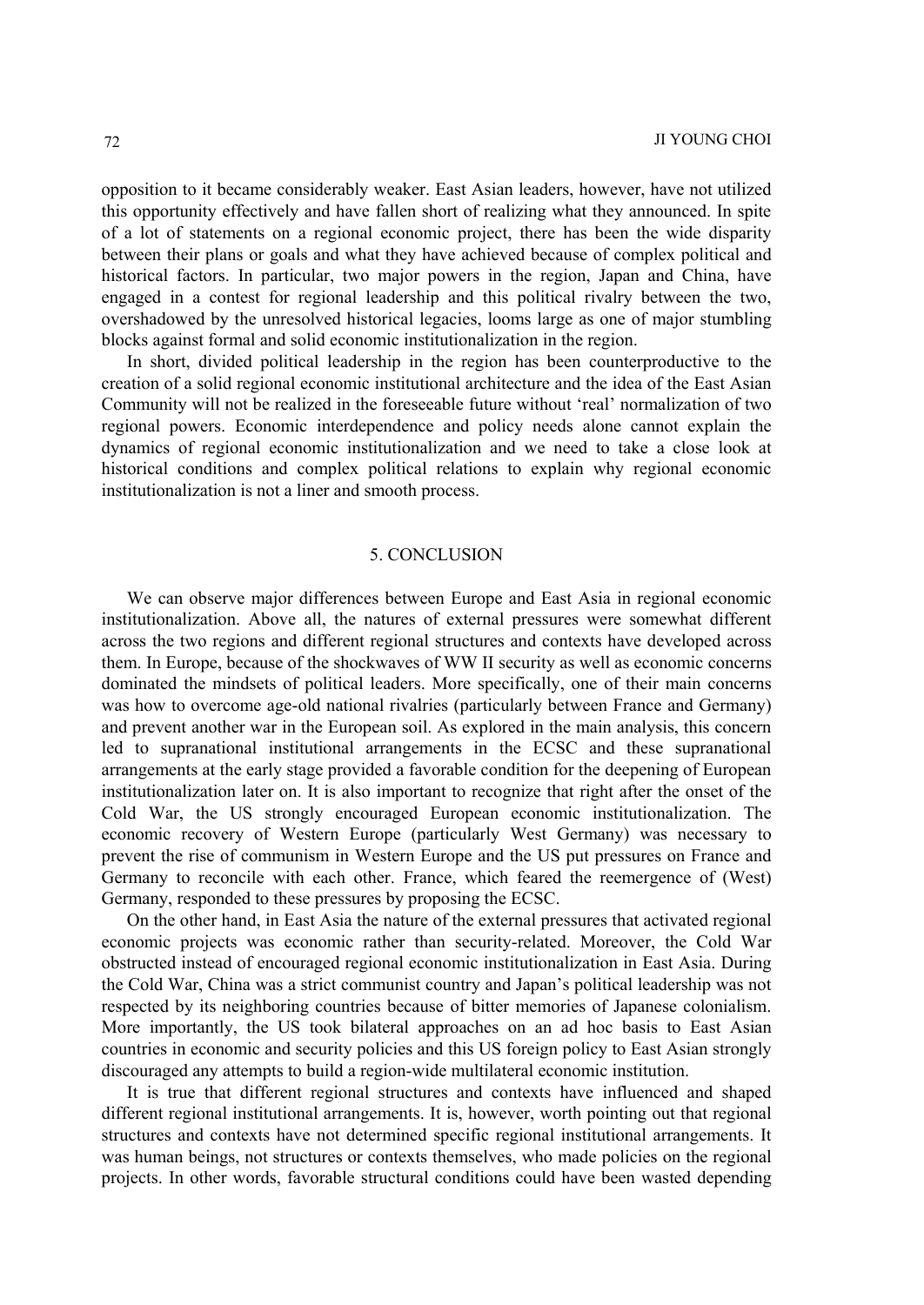opposition to it became considerably weaker. East Asian leaders, however, have not utilized this opportunity effectively and have fallen short of realizing what they announced. In spite of a lot of statements on a regional economic project, there has been the wide disparity between their plans or goals and what they have achieved because of complex political and historical factors. In particular, two major powers in the region, Japan and China, have engaged in a contest for regional leadership and this political rivalry between the two, overshadowed by the unresolved historical legacies, looms large as one of major stumbling blocks against formal and solid economic institutionalization in the region.

In short, divided political leadership in the region has been counterproductive to the creation of a solid regional economic institutional architecture and the idea of the East Asian Community will not be realized in the foreseeable future without 'real' normalization of two regional powers. Economic interdependence and policy needs alone cannot explain the dynamics of regional economic institutionalization and we need to take a close look at historical conditions and complex political relations to explain why regional economic institutionalization is not a liner and smooth process.

## 5. CONCLUSION

We can observe major differences between Europe and East Asia in regional economic institutionalization. Above all, the natures of external pressures were somewhat different across the two regions and different regional structures and contexts have developed across them. In Europe, because of the shockwaves of WW II security as well as economic concerns dominated the mindsets of political leaders. More specifically, one of their main concerns was how to overcome age-old national rivalries (particularly between France and Germany) and prevent another war in the European soil. As explored in the main analysis, this concern led to supranational institutional arrangements in the ECSC and these supranational arrangements at the early stage provided a favorable condition for the deepening of European institutionalization later on. It is also important to recognize that right after the onset of the Cold War, the US strongly encouraged European economic institutionalization. The economic recovery of Western Europe (particularly West Germany) was necessary to prevent the rise of communism in Western Europe and the US put pressures on France and Germany to reconcile with each other. France, which feared the reemergence of (West) Germany, responded to these pressures by proposing the ECSC.

On the other hand, in East Asia the nature of the external pressures that activated regional economic projects was economic rather than security-related. Moreover, the Cold War obstructed instead of encouraged regional economic institutionalization in East Asia. During the Cold War, China was a strict communist country and Japan's political leadership was not respected by its neighboring countries because of bitter memories of Japanese colonialism. More importantly, the US took bilateral approaches on an ad hoc basis to East Asian countries in economic and security policies and this US foreign policy to East Asian strongly discouraged any attempts to build a region-wide multilateral economic institution.

It is true that different regional structures and contexts have influenced and shaped different regional institutional arrangements. It is, however, worth pointing out that regional structures and contexts have not determined specific regional institutional arrangements. It was human beings, not structures or contexts themselves, who made policies on the regional projects. In other words, favorable structural conditions could have been wasted depending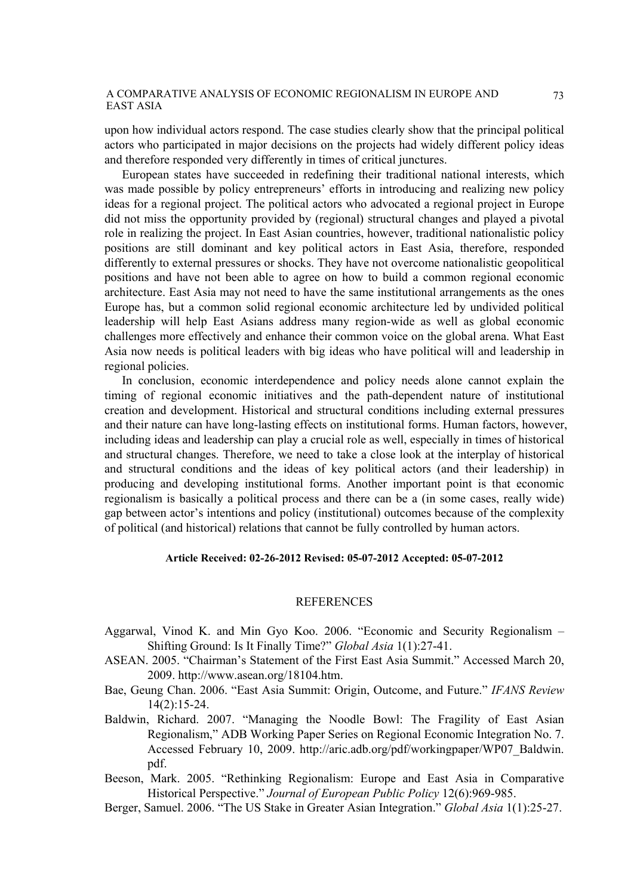upon how individual actors respond. The case studies clearly show that the principal political actors who participated in major decisions on the projects had widely different policy ideas and therefore responded very differently in times of critical junctures.

European states have succeeded in redefining their traditional national interests, which was made possible by policy entrepreneurs' efforts in introducing and realizing new policy ideas for a regional project. The political actors who advocated a regional project in Europe did not miss the opportunity provided by (regional) structural changes and played a pivotal role in realizing the project. In East Asian countries, however, traditional nationalistic policy positions are still dominant and key political actors in East Asia, therefore, responded differently to external pressures or shocks. They have not overcome nationalistic geopolitical positions and have not been able to agree on how to build a common regional economic architecture. East Asia may not need to have the same institutional arrangements as the ones Europe has, but a common solid regional economic architecture led by undivided political leadership will help East Asians address many region-wide as well as global economic challenges more effectively and enhance their common voice on the global arena. What East Asia now needs is political leaders with big ideas who have political will and leadership in regional policies.

In conclusion, economic interdependence and policy needs alone cannot explain the timing of regional economic initiatives and the path-dependent nature of institutional creation and development. Historical and structural conditions including external pressures and their nature can have long-lasting effects on institutional forms. Human factors, however, including ideas and leadership can play a crucial role as well, especially in times of historical and structural changes. Therefore, we need to take a close look at the interplay of historical and structural conditions and the ideas of key political actors (and their leadership) in producing and developing institutional forms. Another important point is that economic regionalism is basically a political process and there can be a (in some cases, really wide) gap between actor's intentions and policy (institutional) outcomes because of the complexity of political (and historical) relations that cannot be fully controlled by human actors.

**Article Received: 02-26-2012 Revised: 05-07-2012 Accepted: 05-07-2012**

## REFERENCES

Aggarwal, Vinod K. and Min Gyo Koo. 2006. "Economic and Security Regionalism – Shifting Ground: Is It Finally Time?" *Global Asia* 1(1):27-41.

ASEAN. 2005. "Chairman's Statement of the First East Asia Summit." Accessed March 20, 2009. http://www.asean.org/18104.htm.

Bae, Geung Chan. 2006. "East Asia Summit: Origin, Outcome, and Future." *IFANS Review* 14(2):15-24.

Baldwin, Richard. 2007. "Managing the Noodle Bowl: The Fragility of East Asian Regionalism," ADB Working Paper Series on Regional Economic Integration No. 7. Accessed February 10, 2009. http://aric.adb.org/pdf/workingpaper/WP07_Baldwin.pdf.

Beeson, Mark. 2005. "Rethinking Regionalism: Europe and East Asia in Comparative Historical Perspective." *Journal of European Public Policy* 12(6):969-985.

Berger, Samuel. 2006. "The US Stake in Greater Asian Integration." *Global Asia* 1(1):25-27.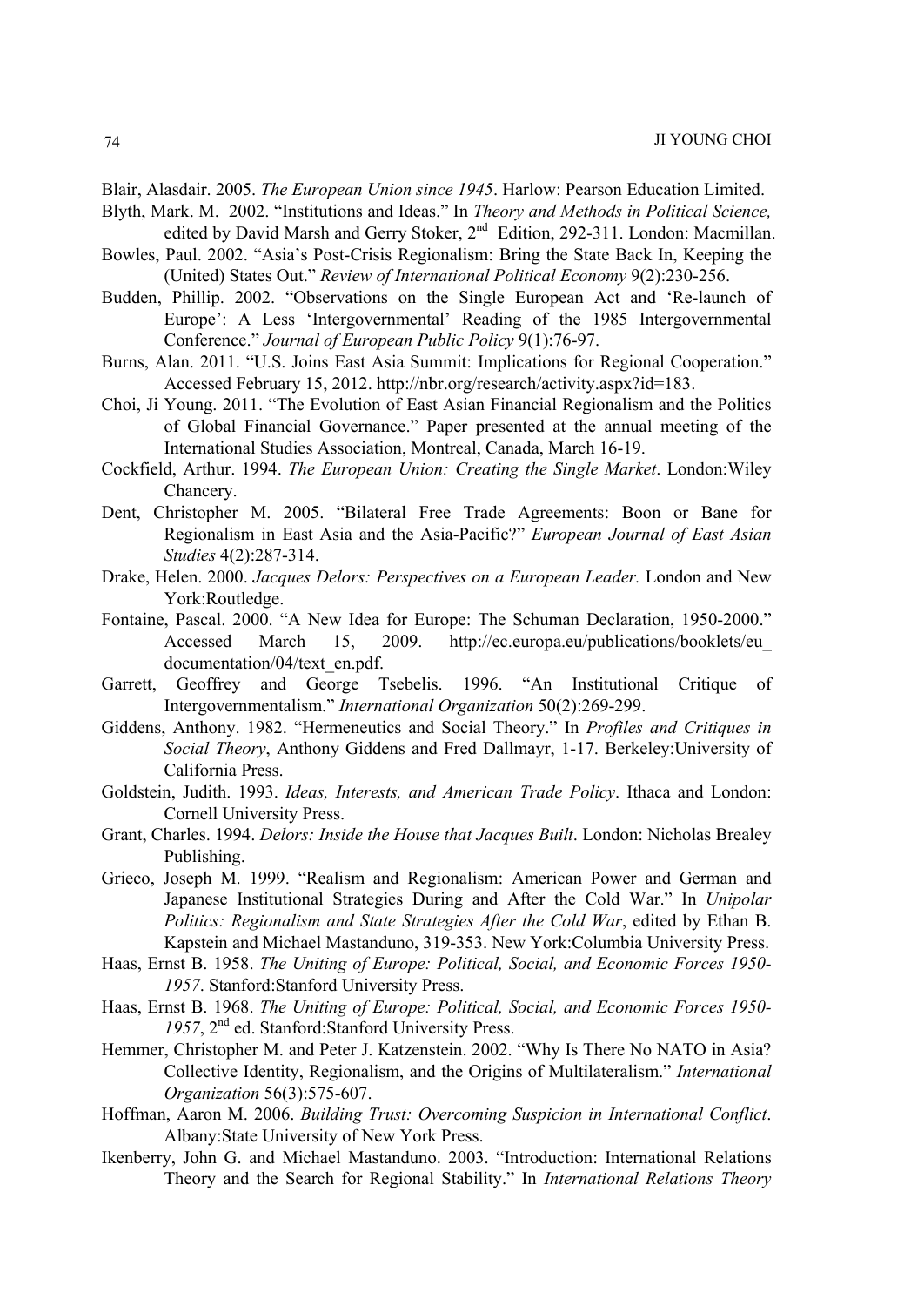Blair, Alasdair. 2005. *The European Union since 1945*. Harlow: Pearson Education Limited.

Blyth, Mark. M. 2002. "Institutions and Ideas." In *Theory and Methods in Political Science,* edited by David Marsh and Gerry Stoker, 2nd Edition, 292-311. London: Macmillan.

Bowles, Paul. 2002. "Asia's Post-Crisis Regionalism: Bring the State Back In, Keeping the (United) States Out." *Review of International Political Economy* 9(2):230-256.

Budden, Phillip. 2002. "Observations on the Single European Act and 'Re-launch of Europe': A Less 'Intergovernmental' Reading of the 1985 Intergovernmental Conference." *Journal of European Public Policy* 9(1):76-97.

Burns, Alan. 2011. "U.S. Joins East Asia Summit: Implications for Regional Cooperation." Accessed February 15, 2012. http://nbr.org/research/activity.aspx?id=183.

Choi, Ji Young. 2011. "The Evolution of East Asian Financial Regionalism and the Politics of Global Financial Governance." Paper presented at the annual meeting of the International Studies Association, Montreal, Canada, March 16-19.

Cockfield, Arthur. 1994. *The European Union: Creating the Single Market*. London:Wiley Chancery.

Dent, Christopher M. 2005. "Bilateral Free Trade Agreements: Boon or Bane for Regionalism in East Asia and the Asia-Pacific?" *European Journal of East Asian Studies* 4(2):287-314.

Drake, Helen. 2000. *Jacques Delors: Perspectives on a European Leader.* London and New York:Routledge.

Fontaine, Pascal. 2000. "A New Idea for Europe: The Schuman Declaration, 1950-2000." Accessed March 15, 2009. http://ec.europa.eu/publications/booklets/eu_documentation/04/text_en.pdf.

Garrett, Geoffrey and George Tsebelis. 1996. "An Institutional Critique of Intergovernmentalism." *International Organization* 50(2):269-299.

Giddens, Anthony. 1982. "Hermeneutics and Social Theory." In *Profiles and Critiques in Social Theory*, Anthony Giddens and Fred Dallmayr, 1-17. Berkeley:University of California Press.

Goldstein, Judith. 1993. *Ideas, Interests, and American Trade Policy*. Ithaca and London: Cornell University Press.

Grant, Charles. 1994. *Delors: Inside the House that Jacques Built*. London: Nicholas Brealey Publishing.

Grieco, Joseph M. 1999. "Realism and Regionalism: American Power and German and Japanese Institutional Strategies During and After the Cold War." In *Unipolar Politics: Regionalism and State Strategies After the Cold War*, edited by Ethan B. Kapstein and Michael Mastanduno, 319-353. New York:Columbia University Press.

Haas, Ernst B. 1958. *The Uniting of Europe: Political, Social, and Economic Forces 1950-1957*. Stanford:Stanford University Press.

Haas, Ernst B. 1968. *The Uniting of Europe: Political, Social, and Economic Forces 1950-1957*, 2nd ed. Stanford:Stanford University Press.

Hemmer, Christopher M. and Peter J. Katzenstein. 2002. "Why Is There No NATO in Asia? Collective Identity, Regionalism, and the Origins of Multilateralism." *International Organization* 56(3):575-607.

Hoffman, Aaron M. 2006. *Building Trust: Overcoming Suspicion in International Conflict*. Albany:State University of New York Press.

Ikenberry, John G. and Michael Mastanduno. 2003. "Introduction: International Relations Theory and the Search for Regional Stability." In *International Relations Theory*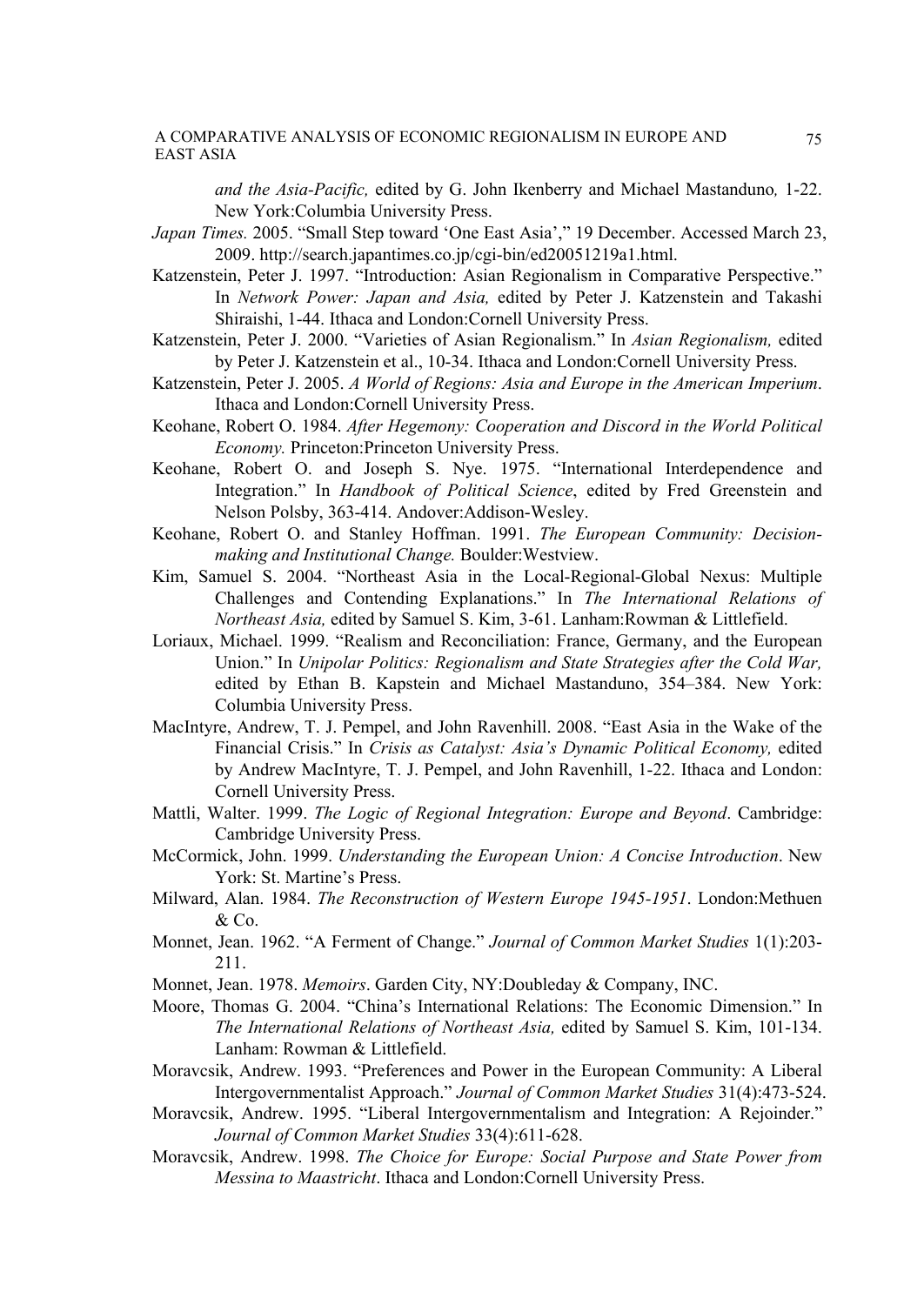*and the Asia-Pacific,* edited by G. John Ikenberry and Michael Mastanduno*,* 1-22. New York:Columbia University Press.

*Japan Times.* 2005. "Small Step toward 'One East Asia'," 19 December. Accessed March 23, 2009. http://search.japantimes.co.jp/cgi-bin/ed20051219a1.html.

Katzenstein, Peter J. 1997. "Introduction: Asian Regionalism in Comparative Perspective." In *Network Power: Japan and Asia,* edited by Peter J. Katzenstein and Takashi Shiraishi, 1-44. Ithaca and London:Cornell University Press.

Katzenstein, Peter J. 2000. "Varieties of Asian Regionalism." In *Asian Regionalism,* edited by Peter J. Katzenstein et al., 10-34. Ithaca and London:Cornell University Press.

Katzenstein, Peter J. 2005. *A World of Regions: Asia and Europe in the American Imperium*. Ithaca and London:Cornell University Press.

Keohane, Robert O. 1984. *After Hegemony: Cooperation and Discord in the World Political Economy.* Princeton:Princeton University Press.

Keohane, Robert O. and Joseph S. Nye. 1975. "International Interdependence and Integration." In *Handbook of Political Science*, edited by Fred Greenstein and Nelson Polsby, 363-414. Andover:Addison-Wesley.

Keohane, Robert O. and Stanley Hoffman. 1991. *The European Community: Decision-making and Institutional Change.* Boulder:Westview.

Kim, Samuel S. 2004. "Northeast Asia in the Local-Regional-Global Nexus: Multiple Challenges and Contending Explanations." In *The International Relations of Northeast Asia,* edited by Samuel S. Kim, 3-61. Lanham:Rowman & Littlefield.

Loriaux, Michael. 1999. "Realism and Reconciliation: France, Germany, and the European Union." In *Unipolar Politics: Regionalism and State Strategies after the Cold War,* edited by Ethan B. Kapstein and Michael Mastanduno, 354–384. New York: Columbia University Press.

MacIntyre, Andrew, T. J. Pempel, and John Ravenhill. 2008. "East Asia in the Wake of the Financial Crisis." In *Crisis as Catalyst: Asia's Dynamic Political Economy,* edited by Andrew MacIntyre, T. J. Pempel, and John Ravenhill, 1-22. Ithaca and London: Cornell University Press.

Mattli, Walter. 1999. *The Logic of Regional Integration: Europe and Beyond*. Cambridge: Cambridge University Press.

McCormick, John. 1999. *Understanding the European Union: A Concise Introduction*. New York: St. Martine's Press.

Milward, Alan. 1984. *The Reconstruction of Western Europe 1945-1951*. London:Methuen & Co.

Monnet, Jean. 1962. "A Ferment of Change." *Journal of Common Market Studies* 1(1):203-211.

Monnet, Jean. 1978. *Memoirs*. Garden City, NY:Doubleday & Company, INC.

Moore, Thomas G. 2004. "China's International Relations: The Economic Dimension." In *The International Relations of Northeast Asia,* edited by Samuel S. Kim, 101-134. Lanham: Rowman & Littlefield.

Moravcsik, Andrew. 1993. "Preferences and Power in the European Community: A Liberal Intergovernmentalist Approach." *Journal of Common Market Studies* 31(4):473-524.

Moravcsik, Andrew. 1995. "Liberal Intergovernmentalism and Integration: A Rejoinder." *Journal of Common Market Studies* 33(4):611-628.

Moravcsik, Andrew. 1998. *The Choice for Europe: Social Purpose and State Power from Messina to Maastricht*. Ithaca and London:Cornell University Press.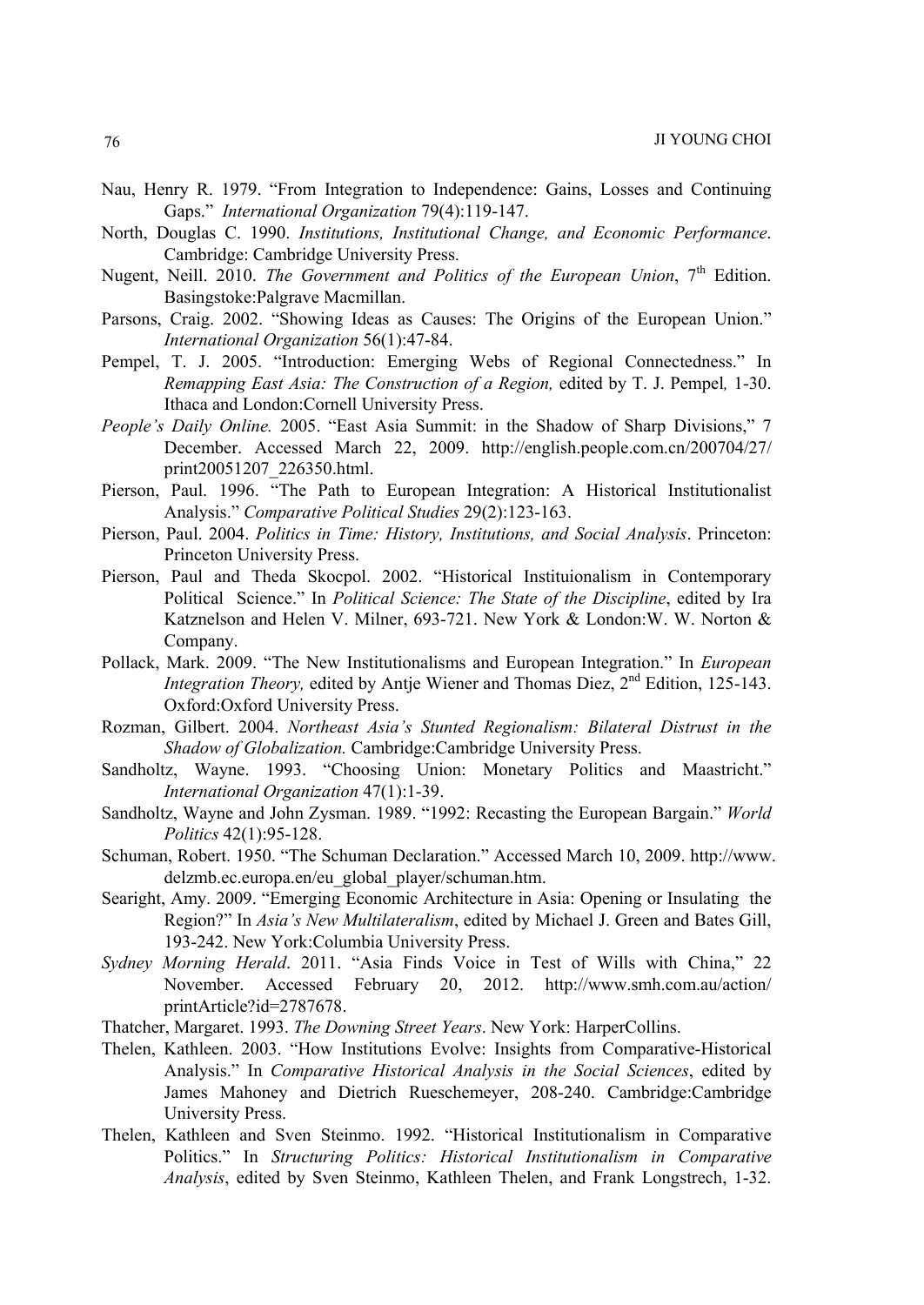Nau, Henry R. 1979. "From Integration to Independence: Gains, Losses and Continuing Gaps." *International Organization* 79(4):119-147.

North, Douglas C. 1990. *Institutions, Institutional Change, and Economic Performance*. Cambridge: Cambridge University Press.

Nugent, Neill. 2010. *The Government and Politics of the European Union*, 7th Edition. Basingstoke:Palgrave Macmillan.

Parsons, Craig. 2002. "Showing Ideas as Causes: The Origins of the European Union." *International Organization* 56(1):47-84.

Pempel, T. J. 2005. "Introduction: Emerging Webs of Regional Connectedness." In *Remapping East Asia: The Construction of a Region,* edited by T. J. Pempel*,* 1-30. Ithaca and London:Cornell University Press.

*People's Daily Online.* 2005. "East Asia Summit: in the Shadow of Sharp Divisions," 7 December. Accessed March 22, 2009. http://english.people.com.cn/200704/27/print20051207_226350.html.

Pierson, Paul. 1996. "The Path to European Integration: A Historical Institutionalist Analysis." *Comparative Political Studies* 29(2):123-163.

Pierson, Paul. 2004. *Politics in Time: History, Institutions, and Social Analysis*. Princeton: Princeton University Press.

Pierson, Paul and Theda Skocpol. 2002. "Historical Instituionalism in Contemporary Political Science." In *Political Science: The State of the Discipline*, edited by Ira Katznelson and Helen V. Milner, 693-721. New York & London:W. W. Norton & Company.

Pollack, Mark. 2009. "The New Institutionalisms and European Integration." In *European Integration Theory,* edited by Antje Wiener and Thomas Diez, 2nd Edition, 125-143. Oxford:Oxford University Press.

Rozman, Gilbert. 2004. *Northeast Asia's Stunted Regionalism: Bilateral Distrust in the Shadow of Globalization.* Cambridge:Cambridge University Press.

Sandholtz, Wayne. 1993. "Choosing Union: Monetary Politics and Maastricht." *International Organization* 47(1):1-39.

Sandholtz, Wayne and John Zysman. 1989. "1992: Recasting the European Bargain." *World Politics* 42(1):95-128.

Schuman, Robert. 1950. "The Schuman Declaration." Accessed March 10, 2009. http://www.delzmb.ec.europa.en/eu_global_player/schuman.htm.

Searight, Amy. 2009. "Emerging Economic Architecture in Asia: Opening or Insulating the Region?" In *Asia's New Multilateralism*, edited by Michael J. Green and Bates Gill, 193-242. New York:Columbia University Press.

*Sydney Morning Herald*. 2011. "Asia Finds Voice in Test of Wills with China," 22 November. Accessed February 20, 2012. http://www.smh.com.au/action/printArticle?id=2787678.

Thatcher, Margaret. 1993. *The Downing Street Years*. New York: HarperCollins.

Thelen, Kathleen. 2003. "How Institutions Evolve: Insights from Comparative-Historical Analysis." In *Comparative Historical Analysis in the Social Sciences*, edited by James Mahoney and Dietrich Rueschemeyer, 208-240. Cambridge:Cambridge University Press.

Thelen, Kathleen and Sven Steinmo. 1992. "Historical Institutionalism in Comparative Politics." In *Structuring Politics: Historical Institutionalism in Comparative Analysis*, edited by Sven Steinmo, Kathleen Thelen, and Frank Longstrech, 1-32.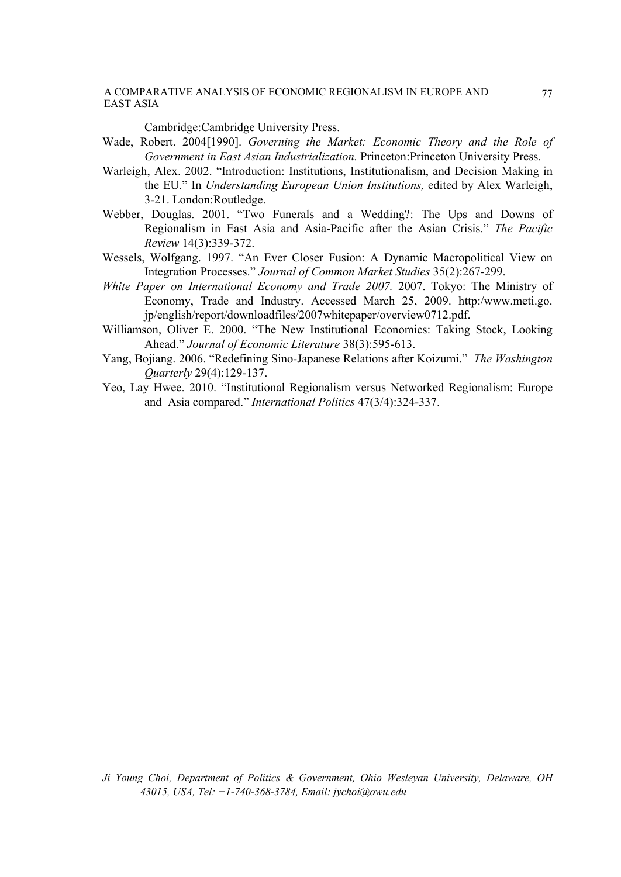Cambridge:Cambridge University Press.

Wade, Robert. 2004[1990]. *Governing the Market: Economic Theory and the Role of Government in East Asian Industrialization.* Princeton:Princeton University Press.

Warleigh, Alex. 2002. "Introduction: Institutions, Institutionalism, and Decision Making in the EU." In *Understanding European Union Institutions,* edited by Alex Warleigh, 3-21. London:Routledge.

Webber, Douglas. 2001. "Two Funerals and a Wedding?: The Ups and Downs of Regionalism in East Asia and Asia-Pacific after the Asian Crisis." *The Pacific Review* 14(3):339-372.

Wessels, Wolfgang. 1997. "An Ever Closer Fusion: A Dynamic Macropolitical View on Integration Processes." *Journal of Common Market Studies* 35(2):267-299.

*White Paper on International Economy and Trade 2007.* 2007. Tokyo: The Ministry of Economy, Trade and Industry. Accessed March 25, 2009. http:/www.meti.go.jp/english/report/downloadfiles/2007whitepaper/overview0712.pdf.

Williamson, Oliver E. 2000. "The New Institutional Economics: Taking Stock, Looking Ahead." *Journal of Economic Literature* 38(3):595-613.

Yang, Bojiang. 2006. "Redefining Sino-Japanese Relations after Koizumi." *The Washington Quarterly* 29(4):129-137.

Yeo, Lay Hwee. 2010. "Institutional Regionalism versus Networked Regionalism: Europe and Asia compared." *International Politics* 47(3/4):324-337.

*Ji Young Choi, Department of Politics & Government, Ohio Wesleyan University, Delaware, OH 43015, USA, Tel: +1-740-368-3784, Email: jychoi@owu.edu*